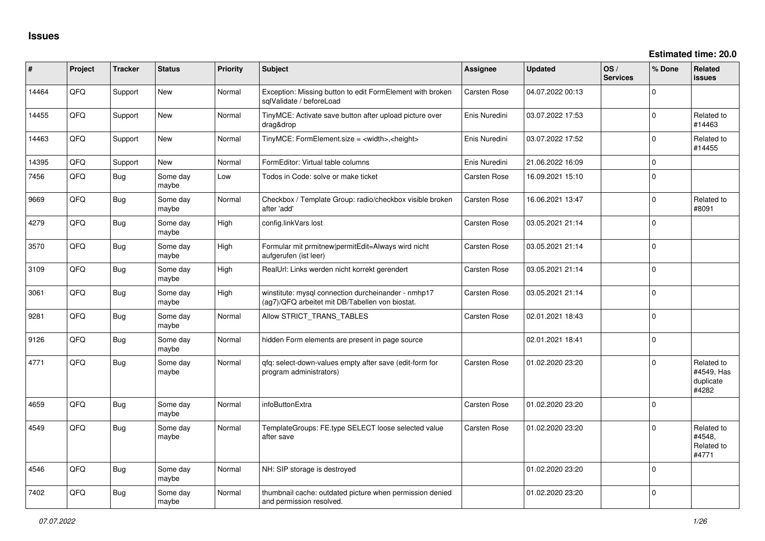# Issues

**Estimated time: 20.0**

| # | Project | Tracker | Status | Priority | Subject | Assignee | Updated | OS / Services | % Done | Related issues |
|---|---|---|---|---|---|---|---|---|---|---|
| 14464 | QFQ | Support | New | Normal | Exception: Missing button to edit FormElement with broken sqlValidate / beforeLoad | Carsten Rose | 04.07.2022 00:13 | | 0 | |
| 14455 | QFQ | Support | New | Normal | TinyMCE: Activate save button after upload picture over drag&drop | Enis Nuredini | 03.07.2022 17:53 | | 0 | Related to #14463 |
| 14463 | QFQ | Support | New | Normal | TinyMCE: FormElement.size = <width>,<height> | Enis Nuredini | 03.07.2022 17:52 | | 0 | Related to #14455 |
| 14395 | QFQ | Support | New | Normal | FormEditor: Virtual table columns | Enis Nuredini | 21.06.2022 16:09 | | 0 | |
| 7456 | QFQ | Bug | Some day maybe | Low | Todos in Code: solve or make ticket | Carsten Rose | 16.09.2021 15:10 | | 0 | |
| 9669 | QFQ | Bug | Some day maybe | Normal | Checkbox / Template Group: radio/checkbox visible broken after 'add' | Carsten Rose | 16.06.2021 13:47 | | 0 | Related to #8091 |
| 4279 | QFQ | Bug | Some day maybe | High | config.linkVars lost | Carsten Rose | 03.05.2021 21:14 | | 0 | |
| 3570 | QFQ | Bug | Some day maybe | High | Formular mit prmitnew\|permitEdit=Always wird nicht aufgerufen (ist leer) | Carsten Rose | 03.05.2021 21:14 | | 0 | |
| 3109 | QFQ | Bug | Some day maybe | High | RealUrl: Links werden nicht korrekt gerendert | Carsten Rose | 03.05.2021 21:14 | | 0 | |
| 3061 | QFQ | Bug | Some day maybe | High | winstitute: mysql connection durcheinander - nmhp17 (ag7)/QFQ arbeitet mit DB/Tabellen von biostat. | Carsten Rose | 03.05.2021 21:14 | | 0 | |
| 9281 | QFQ | Bug | Some day maybe | Normal | Allow STRICT_TRANS_TABLES | Carsten Rose | 02.01.2021 18:43 | | 0 | |
| 9126 | QFQ | Bug | Some day maybe | Normal | hidden Form elements are present in page source | | 02.01.2021 18:41 | | 0 | |
| 4771 | QFQ | Bug | Some day maybe | Normal | qfq: select-down-values empty after save (edit-form for program administrators) | Carsten Rose | 01.02.2020 23:20 | | 0 | Related to #4549, Has duplicate #4282 |
| 4659 | QFQ | Bug | Some day maybe | Normal | infoButtonExtra | Carsten Rose | 01.02.2020 23:20 | | 0 | |
| 4549 | QFQ | Bug | Some day maybe | Normal | TemplateGroups: FE.type SELECT loose selected value after save | Carsten Rose | 01.02.2020 23:20 | | 0 | Related to #4548, Related to #4771 |
| 4546 | QFQ | Bug | Some day maybe | Normal | NH: SIP storage is destroyed | | 01.02.2020 23:20 | | 0 | |
| 7402 | QFQ | Bug | Some day maybe | Normal | thumbnail cache: outdated picture when permission denied and permission resolved. | | 01.02.2020 23:20 | | 0 | |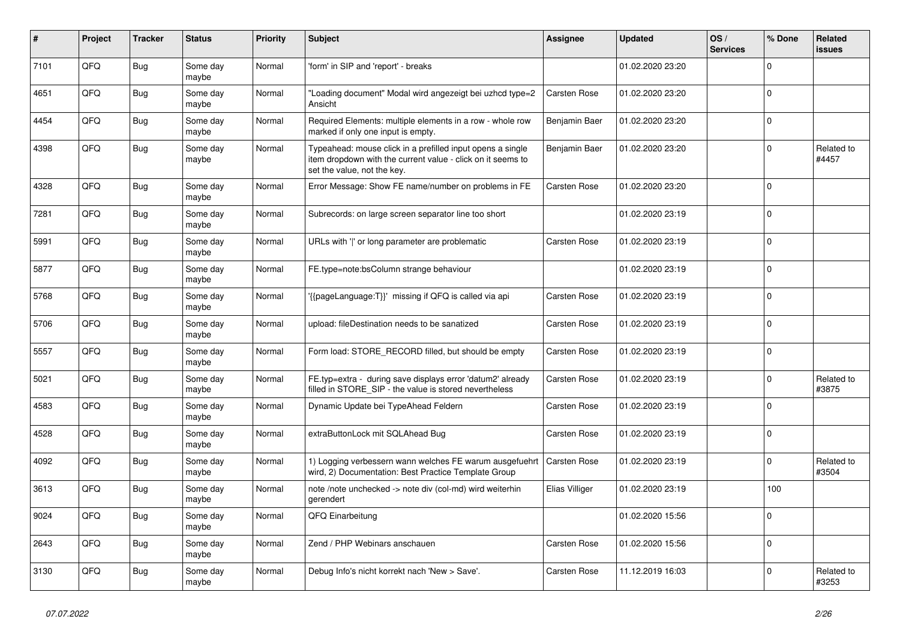| # | Project | Tracker | Status | Priority | Subject | Assignee | Updated | OS / Services | % Done | Related issues |
|---|---|---|---|---|---|---|---|---|---|---|
| 7101 | QFQ | Bug | Some day maybe | Normal | 'form' in SIP and 'report' - breaks | | 01.02.2020 23:20 | | 0 | |
| 4651 | QFQ | Bug | Some day maybe | Normal | "Loading document" Modal wird angezeigt bei uzhcd type=2 Ansicht | Carsten Rose | 01.02.2020 23:20 | | 0 | |
| 4454 | QFQ | Bug | Some day maybe | Normal | Required Elements: multiple elements in a row - whole row marked if only one input is empty. | Benjamin Baer | 01.02.2020 23:20 | | 0 | |
| 4398 | QFQ | Bug | Some day maybe | Normal | Typeahead: mouse click in a prefilled input opens a single item dropdown with the current value - click on it seems to set the value, not the key. | Benjamin Baer | 01.02.2020 23:20 | | 0 | Related to #4457 |
| 4328 | QFQ | Bug | Some day maybe | Normal | Error Message: Show FE name/number on problems in FE | Carsten Rose | 01.02.2020 23:20 | | 0 | |
| 7281 | QFQ | Bug | Some day maybe | Normal | Subrecords: on large screen separator line too short | | 01.02.2020 23:19 | | 0 | |
| 5991 | QFQ | Bug | Some day maybe | Normal | URLs with '\|' or long parameter are problematic | Carsten Rose | 01.02.2020 23:19 | | 0 | |
| 5877 | QFQ | Bug | Some day maybe | Normal | FE.type=note:bsColumn strange behaviour | | 01.02.2020 23:19 | | 0 | |
| 5768 | QFQ | Bug | Some day maybe | Normal | '{{pageLanguage:T}}' missing if QFQ is called via api | Carsten Rose | 01.02.2020 23:19 | | 0 | |
| 5706 | QFQ | Bug | Some day maybe | Normal | upload: fileDestination needs to be sanatized | Carsten Rose | 01.02.2020 23:19 | | 0 | |
| 5557 | QFQ | Bug | Some day maybe | Normal | Form load: STORE_RECORD filled, but should be empty | Carsten Rose | 01.02.2020 23:19 | | 0 | |
| 5021 | QFQ | Bug | Some day maybe | Normal | FE.typ=extra - during save displays error 'datum2' already filled in STORE_SIP - the value is stored nevertheless | Carsten Rose | 01.02.2020 23:19 | | 0 | Related to #3875 |
| 4583 | QFQ | Bug | Some day maybe | Normal | Dynamic Update bei TypeAhead Feldern | Carsten Rose | 01.02.2020 23:19 | | 0 | |
| 4528 | QFQ | Bug | Some day maybe | Normal | extraButtonLock mit SQLAhead Bug | Carsten Rose | 01.02.2020 23:19 | | 0 | |
| 4092 | QFQ | Bug | Some day maybe | Normal | 1) Logging verbessern wann welches FE warum ausgefuehrt wird, 2) Documentation: Best Practice Template Group | Carsten Rose | 01.02.2020 23:19 | | 0 | Related to #3504 |
| 3613 | QFQ | Bug | Some day maybe | Normal | note /note unchecked -> note div (col-md) wird weiterhin gerendert | Elias Villiger | 01.02.2020 23:19 | | 100 | |
| 9024 | QFQ | Bug | Some day maybe | Normal | QFQ Einarbeitung | | 01.02.2020 15:56 | | 0 | |
| 2643 | QFQ | Bug | Some day maybe | Normal | Zend / PHP Webinars anschauen | Carsten Rose | 01.02.2020 15:56 | | 0 | |
| 3130 | QFQ | Bug | Some day maybe | Normal | Debug Info's nicht korrekt nach 'New > Save'. | Carsten Rose | 11.12.2019 16:03 | | 0 | Related to #3253 |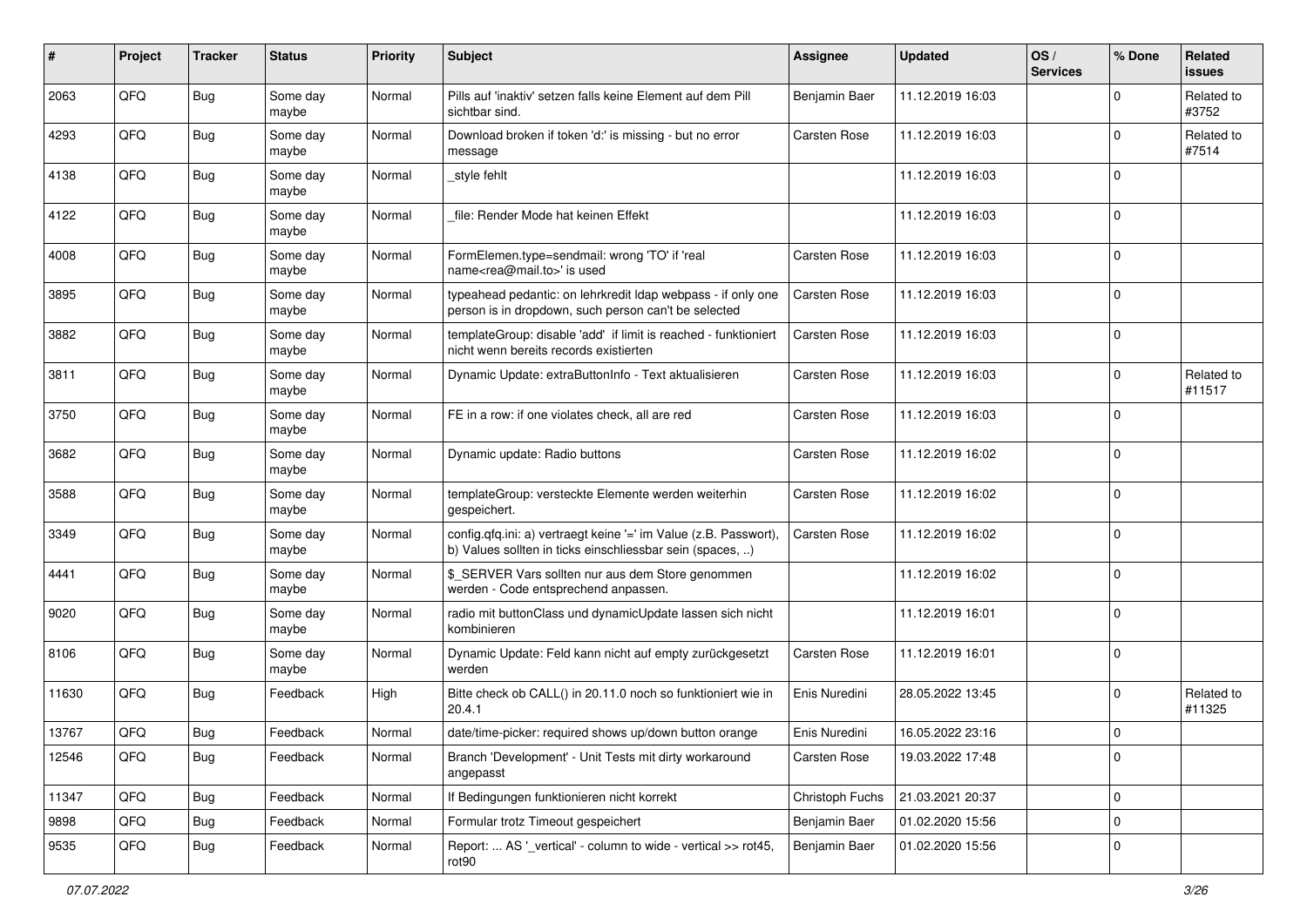| # | Project | Tracker | Status | Priority | Subject | Assignee | Updated | OS / Services | % Done | Related issues |
|---|---|---|---|---|---|---|---|---|---|---|
| 2063 | QFQ | Bug | Some day maybe | Normal | Pills auf 'inaktiv' setzen falls keine Element auf dem Pill sichtbar sind. | Benjamin Baer | 11.12.2019 16:03 | | 0 | Related to #3752 |
| 4293 | QFQ | Bug | Some day maybe | Normal | Download broken if token 'd:' is missing - but no error message | Carsten Rose | 11.12.2019 16:03 | | 0 | Related to #7514 |
| 4138 | QFQ | Bug | Some day maybe | Normal | _style fehlt | | 11.12.2019 16:03 | | 0 | |
| 4122 | QFQ | Bug | Some day maybe | Normal | _file: Render Mode hat keinen Effekt | | 11.12.2019 16:03 | | 0 | |
| 4008 | QFQ | Bug | Some day maybe | Normal | FormElemen.type=sendmail: wrong 'TO' if 'real name<rea@mail.to>' is used | Carsten Rose | 11.12.2019 16:03 | | 0 | |
| 3895 | QFQ | Bug | Some day maybe | Normal | typeahead pedantic: on lehrkredit ldap webpass - if only one person is in dropdown, such person can't be selected | Carsten Rose | 11.12.2019 16:03 | | 0 | |
| 3882 | QFQ | Bug | Some day maybe | Normal | templateGroup: disable 'add' if limit is reached - funktioniert nicht wenn bereits records existierten | Carsten Rose | 11.12.2019 16:03 | | 0 | |
| 3811 | QFQ | Bug | Some day maybe | Normal | Dynamic Update: extraButtonInfo - Text aktualisieren | Carsten Rose | 11.12.2019 16:03 | | 0 | Related to #11517 |
| 3750 | QFQ | Bug | Some day maybe | Normal | FE in a row: if one violates check, all are red | Carsten Rose | 11.12.2019 16:03 | | 0 | |
| 3682 | QFQ | Bug | Some day maybe | Normal | Dynamic update: Radio buttons | Carsten Rose | 11.12.2019 16:02 | | 0 | |
| 3588 | QFQ | Bug | Some day maybe | Normal | templateGroup: versteckte Elemente werden weiterhin gespeichert. | Carsten Rose | 11.12.2019 16:02 | | 0 | |
| 3349 | QFQ | Bug | Some day maybe | Normal | config.qfq.ini: a) vertraegt keine '=' im Value (z.B. Passwort), b) Values sollten in ticks einschliessbar sein (spaces, ..) | Carsten Rose | 11.12.2019 16:02 | | 0 | |
| 4441 | QFQ | Bug | Some day maybe | Normal | $_SERVER Vars sollten nur aus dem Store genommen werden - Code entsprechend anpassen. | | 11.12.2019 16:02 | | 0 | |
| 9020 | QFQ | Bug | Some day maybe | Normal | radio mit buttonClass und dynamicUpdate lassen sich nicht kombinieren | | 11.12.2019 16:01 | | 0 | |
| 8106 | QFQ | Bug | Some day maybe | Normal | Dynamic Update: Feld kann nicht auf empty zurückgesetzt werden | Carsten Rose | 11.12.2019 16:01 | | 0 | |
| 11630 | QFQ | Bug | Feedback | High | Bitte check ob CALL() in 20.11.0 noch so funktioniert wie in 20.4.1 | Enis Nuredini | 28.05.2022 13:45 | | 0 | Related to #11325 |
| 13767 | QFQ | Bug | Feedback | Normal | date/time-picker: required shows up/down button orange | Enis Nuredini | 16.05.2022 23:16 | | 0 | |
| 12546 | QFQ | Bug | Feedback | Normal | Branch 'Development' - Unit Tests mit dirty workaround angepasst | Carsten Rose | 19.03.2022 17:48 | | 0 | |
| 11347 | QFQ | Bug | Feedback | Normal | If Bedingungen funktionieren nicht korrekt | Christoph Fuchs | 21.03.2021 20:37 | | 0 | |
| 9898 | QFQ | Bug | Feedback | Normal | Formular trotz Timeout gespeichert | Benjamin Baer | 01.02.2020 15:56 | | 0 | |
| 9535 | QFQ | Bug | Feedback | Normal | Report: ... AS '_vertical' - column to wide - vertical >> rot45, rot90 | Benjamin Baer | 01.02.2020 15:56 | | 0 | |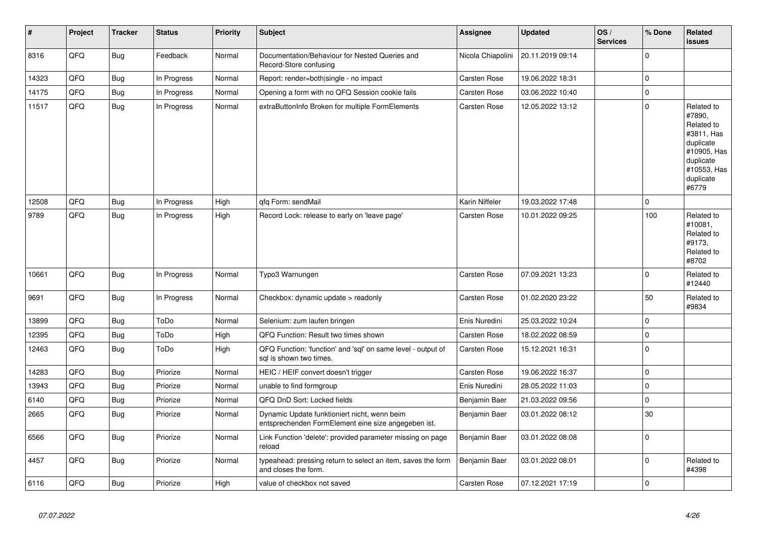| # | Project | Tracker | Status | Priority | Subject | Assignee | Updated | OS / Services | % Done | Related issues |
|---|---|---|---|---|---|---|---|---|---|---|
| 8316 | QFQ | Bug | Feedback | Normal | Documentation/Behaviour for Nested Queries and Record-Store confusing | Nicola Chiapolini | 20.11.2019 09:14 | | 0 | |
| 14323 | QFQ | Bug | In Progress | Normal | Report: render=both|single - no impact | Carsten Rose | 19.06.2022 18:31 | | 0 | |
| 14175 | QFQ | Bug | In Progress | Normal | Opening a form with no QFQ Session cookie fails | Carsten Rose | 03.06.2022 10:40 | | 0 | |
| 11517 | QFQ | Bug | In Progress | Normal | extraButtonInfo Broken for multiple FormElements | Carsten Rose | 12.05.2022 13:12 | | 0 | Related to #7890, Related to #3811, Has duplicate #10905, Has duplicate #10553, Has duplicate #6779 |
| 12508 | QFQ | Bug | In Progress | High | qfq Form: sendMail | Karin Niffeler | 19.03.2022 17:48 | | 0 | |
| 9789 | QFQ | Bug | In Progress | High | Record Lock: release to early on 'leave page' | Carsten Rose | 10.01.2022 09:25 | | 100 | Related to #10081, Related to #9173, Related to #8702 |
| 10661 | QFQ | Bug | In Progress | Normal | Typo3 Warnungen | Carsten Rose | 07.09.2021 13:23 | | 0 | Related to #12440 |
| 9691 | QFQ | Bug | In Progress | Normal | Checkbox: dynamic update > readonly | Carsten Rose | 01.02.2020 23:22 | | 50 | Related to #9834 |
| 13899 | QFQ | Bug | ToDo | Normal | Selenium: zum laufen bringen | Enis Nuredini | 25.03.2022 10:24 | | 0 | |
| 12395 | QFQ | Bug | ToDo | High | QFQ Function: Result two times shown | Carsten Rose | 18.02.2022 08:59 | | 0 | |
| 12463 | QFQ | Bug | ToDo | High | QFQ Function: 'function' and 'sql' on same level - output of sql is shown two times. | Carsten Rose | 15.12.2021 16:31 | | 0 | |
| 14283 | QFQ | Bug | Priorize | Normal | HEIC / HEIF convert doesn't trigger | Carsten Rose | 19.06.2022 16:37 | | 0 | |
| 13943 | QFQ | Bug | Priorize | Normal | unable to find formgroup | Enis Nuredini | 28.05.2022 11:03 | | 0 | |
| 6140 | QFQ | Bug | Priorize | Normal | QFQ DnD Sort: Locked fields | Benjamin Baer | 21.03.2022 09:56 | | 0 | |
| 2665 | QFQ | Bug | Priorize | Normal | Dynamic Update funktioniert nicht, wenn beim entsprechenden FormElement eine size angegeben ist. | Benjamin Baer | 03.01.2022 08:12 | | 30 | |
| 6566 | QFQ | Bug | Priorize | Normal | Link Function 'delete': provided parameter missing on page reload | Benjamin Baer | 03.01.2022 08:08 | | 0 | |
| 4457 | QFQ | Bug | Priorize | Normal | typeahead: pressing return to select an item, saves the form and closes the form. | Benjamin Baer | 03.01.2022 08:01 | | 0 | Related to #4398 |
| 6116 | QFQ | Bug | Priorize | High | value of checkbox not saved | Carsten Rose | 07.12.2021 17:19 | | 0 | |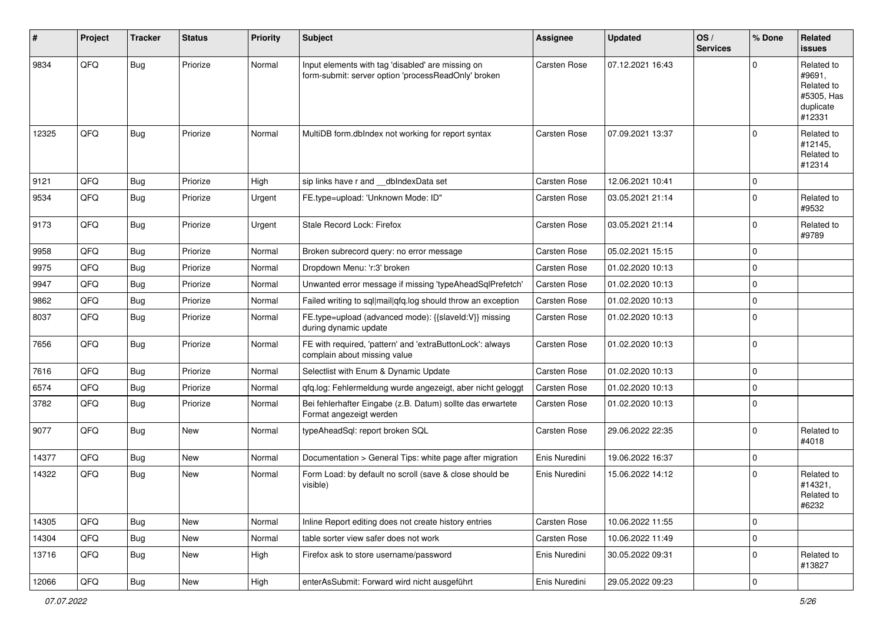| # | Project | Tracker | Status | Priority | Subject | Assignee | Updated | OS / Services | % Done | Related issues |
|---|---|---|---|---|---|---|---|---|---|---|
| 9834 | QFQ | Bug | Priorize | Normal | Input elements with tag 'disabled' are missing on form-submit: server option 'processReadOnly' broken | Carsten Rose | 07.12.2021 16:43 | | 0 | Related to #9691, Related to #5305, Has duplicate #12331 |
| 12325 | QFQ | Bug | Priorize | Normal | MultiDB form.dbIndex not working for report syntax | Carsten Rose | 07.09.2021 13:37 | | 0 | Related to #12145, Related to #12314 |
| 9121 | QFQ | Bug | Priorize | High | sip links have r and __dbIndexData set | Carsten Rose | 12.06.2021 10:41 | | 0 | |
| 9534 | QFQ | Bug | Priorize | Urgent | FE.type=upload: 'Unknown Mode: ID" | Carsten Rose | 03.05.2021 21:14 | | 0 | Related to #9532 |
| 9173 | QFQ | Bug | Priorize | Urgent | Stale Record Lock: Firefox | Carsten Rose | 03.05.2021 21:14 | | 0 | Related to #9789 |
| 9958 | QFQ | Bug | Priorize | Normal | Broken subrecord query: no error message | Carsten Rose | 05.02.2021 15:15 | | 0 | |
| 9975 | QFQ | Bug | Priorize | Normal | Dropdown Menu: 'r:3' broken | Carsten Rose | 01.02.2020 10:13 | | 0 | |
| 9947 | QFQ | Bug | Priorize | Normal | Unwanted error message if missing 'typeAheadSqlPrefetch' | Carsten Rose | 01.02.2020 10:13 | | 0 | |
| 9862 | QFQ | Bug | Priorize | Normal | Failed writing to sql\|mail\|qfq.log should throw an exception | Carsten Rose | 01.02.2020 10:13 | | 0 | |
| 8037 | QFQ | Bug | Priorize | Normal | FE.type=upload (advanced mode): {{slaveId:V}} missing during dynamic update | Carsten Rose | 01.02.2020 10:13 | | 0 | |
| 7656 | QFQ | Bug | Priorize | Normal | FE with required, 'pattern' and 'extraButtonLock': always complain about missing value | Carsten Rose | 01.02.2020 10:13 | | 0 | |
| 7616 | QFQ | Bug | Priorize | Normal | Selectlist with Enum & Dynamic Update | Carsten Rose | 01.02.2020 10:13 | | 0 | |
| 6574 | QFQ | Bug | Priorize | Normal | qfq.log: Fehlermeldung wurde angezeigt, aber nicht geloggt | Carsten Rose | 01.02.2020 10:13 | | 0 | |
| 3782 | QFQ | Bug | Priorize | Normal | Bei fehlerhafter Eingabe (z.B. Datum) sollte das erwartete Format angezeigt werden | Carsten Rose | 01.02.2020 10:13 | | 0 | |
| 9077 | QFQ | Bug | New | Normal | typeAheadSql: report broken SQL | Carsten Rose | 29.06.2022 22:35 | | 0 | Related to #4018 |
| 14377 | QFQ | Bug | New | Normal | Documentation > General Tips: white page after migration | Enis Nuredini | 19.06.2022 16:37 | | 0 | |
| 14322 | QFQ | Bug | New | Normal | Form Load: by default no scroll (save & close should be visible) | Enis Nuredini | 15.06.2022 14:12 | | 0 | Related to #14321, Related to #6232 |
| 14305 | QFQ | Bug | New | Normal | Inline Report editing does not create history entries | Carsten Rose | 10.06.2022 11:55 | | 0 | |
| 14304 | QFQ | Bug | New | Normal | table sorter view safer does not work | Carsten Rose | 10.06.2022 11:49 | | 0 | |
| 13716 | QFQ | Bug | New | High | Firefox ask to store username/password | Enis Nuredini | 30.05.2022 09:31 | | 0 | Related to #13827 |
| 12066 | QFQ | Bug | New | High | enterAsSubmit: Forward wird nicht ausgeführt | Enis Nuredini | 29.05.2022 09:23 | | 0 | |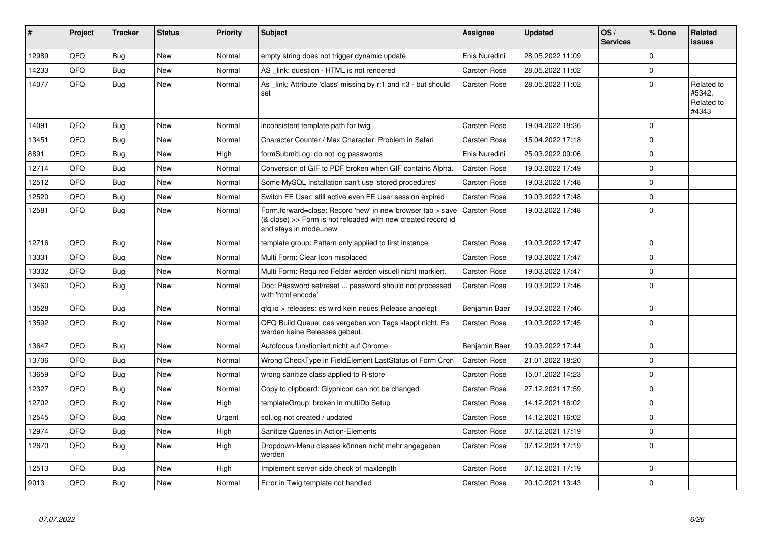| # | Project | Tracker | Status | Priority | Subject | Assignee | Updated | OS / Services | % Done | Related issues |
|---|---|---|---|---|---|---|---|---|---|---|
| 12989 | QFQ | Bug | New | Normal | empty string does not trigger dynamic update | Enis Nuredini | 28.05.2022 11:09 | | 0 | |
| 14233 | QFQ | Bug | New | Normal | AS _link: question - HTML is not rendered | Carsten Rose | 28.05.2022 11:02 | | 0 | |
| 14077 | QFQ | Bug | New | Normal | As _link: Attribute 'class' missing by r:1 and r:3 - but should set | Carsten Rose | 28.05.2022 11:02 | | 0 | Related to #5342, Related to #4343 |
| 14091 | QFQ | Bug | New | Normal | inconsistent template path for twig | Carsten Rose | 19.04.2022 18:36 | | 0 | |
| 13451 | QFQ | Bug | New | Normal | Character Counter / Max Character: Problem in Safari | Carsten Rose | 15.04.2022 17:18 | | 0 | |
| 8891 | QFQ | Bug | New | High | formSubmitLog: do not log passwords | Enis Nuredini | 25.03.2022 09:06 | | 0 | |
| 12714 | QFQ | Bug | New | Normal | Conversion of GIF to PDF broken when GIF contains Alpha. | Carsten Rose | 19.03.2022 17:49 | | 0 | |
| 12512 | QFQ | Bug | New | Normal | Some MySQL Installation can't use 'stored procedures' | Carsten Rose | 19.03.2022 17:48 | | 0 | |
| 12520 | QFQ | Bug | New | Normal | Switch FE User: still active even FE User session expired | Carsten Rose | 19.03.2022 17:48 | | 0 | |
| 12581 | QFQ | Bug | New | Normal | Form.forward=close: Record 'new' in new browser tab > save (& close) >> Form is not reloaded with new created record id and stays in mode=new | Carsten Rose | 19.03.2022 17:48 | | 0 | |
| 12716 | QFQ | Bug | New | Normal | template group: Pattern only applied to first instance | Carsten Rose | 19.03.2022 17:47 | | 0 | |
| 13331 | QFQ | Bug | New | Normal | Multi Form: Clear Icon misplaced | Carsten Rose | 19.03.2022 17:47 | | 0 | |
| 13332 | QFQ | Bug | New | Normal | Multi Form: Required Felder werden visuell nicht markiert. | Carsten Rose | 19.03.2022 17:47 | | 0 | |
| 13460 | QFQ | Bug | New | Normal | Doc: Password set/reset ... password should not processed with 'html encode' | Carsten Rose | 19.03.2022 17:46 | | 0 | |
| 13528 | QFQ | Bug | New | Normal | qfq.io > releases: es wird kein neues Release angelegt | Benjamin Baer | 19.03.2022 17:46 | | 0 | |
| 13592 | QFQ | Bug | New | Normal | QFQ Build Queue: das vergeben von Tags klappt nicht. Es werden keine Releases gebaut. | Carsten Rose | 19.03.2022 17:45 | | 0 | |
| 13647 | QFQ | Bug | New | Normal | Autofocus funktioniert nicht auf Chrome | Benjamin Baer | 19.03.2022 17:44 | | 0 | |
| 13706 | QFQ | Bug | New | Normal | Wrong CheckType in FieldElement LastStatus of Form Cron | Carsten Rose | 21.01.2022 18:20 | | 0 | |
| 13659 | QFQ | Bug | New | Normal | wrong sanitize class applied to R-store | Carsten Rose | 15.01.2022 14:23 | | 0 | |
| 12327 | QFQ | Bug | New | Normal | Copy to clipboard: Glyphicon can not be changed | Carsten Rose | 27.12.2021 17:59 | | 0 | |
| 12702 | QFQ | Bug | New | High | templateGroup: broken in multiDb Setup | Carsten Rose | 14.12.2021 16:02 | | 0 | |
| 12545 | QFQ | Bug | New | Urgent | sql.log not created / updated | Carsten Rose | 14.12.2021 16:02 | | 0 | |
| 12974 | QFQ | Bug | New | High | Sanitize Queries in Action-Elements | Carsten Rose | 07.12.2021 17:19 | | 0 | |
| 12670 | QFQ | Bug | New | High | Dropdown-Menu classes können nicht mehr angegeben werden | Carsten Rose | 07.12.2021 17:19 | | 0 | |
| 12513 | QFQ | Bug | New | High | Implement server side check of maxlength | Carsten Rose | 07.12.2021 17:19 | | 0 | |
| 9013 | QFQ | Bug | New | Normal | Error in Twig template not handled | Carsten Rose | 20.10.2021 13:43 | | 0 | |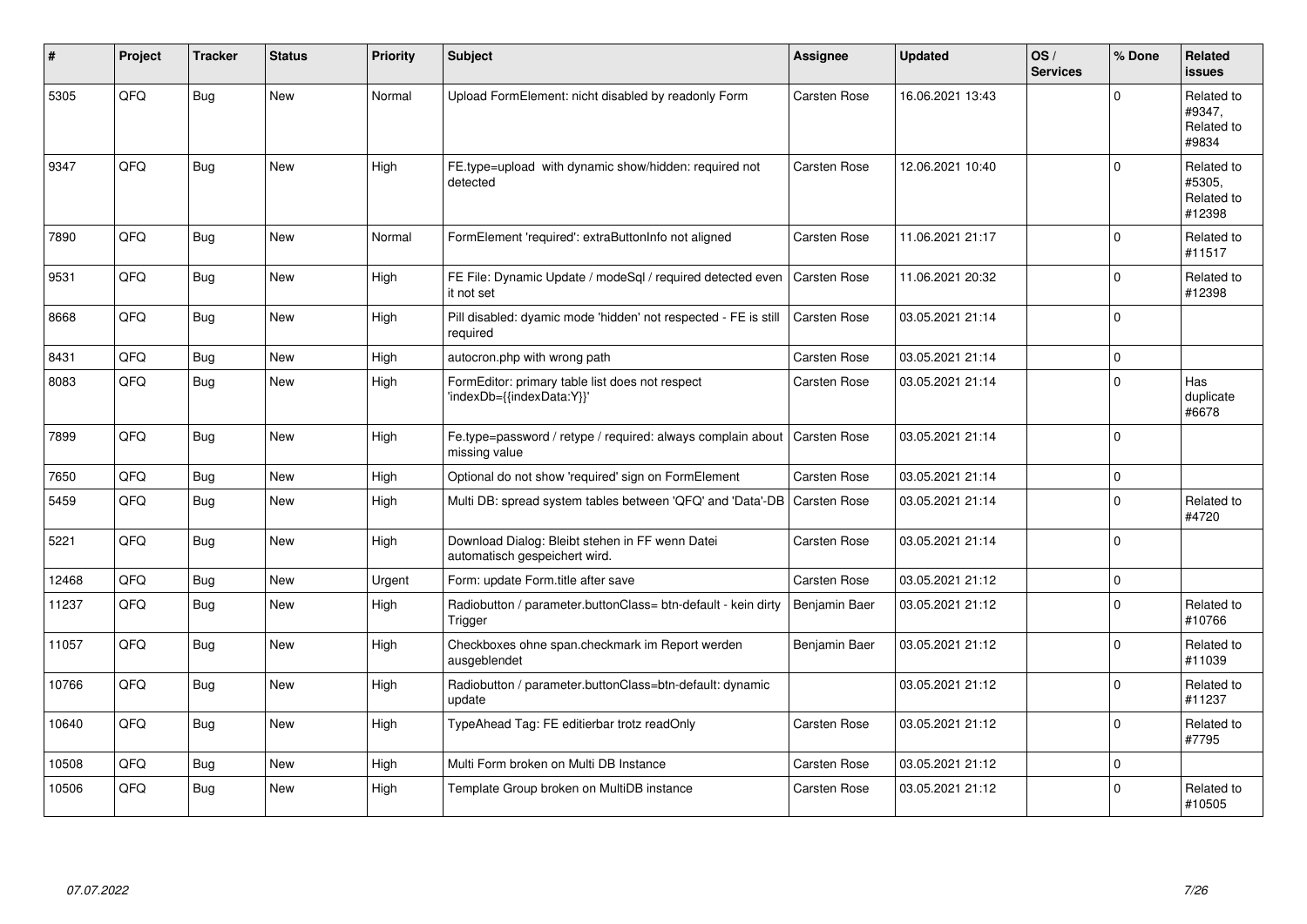| # | Project | Tracker | Status | Priority | Subject | Assignee | Updated | OS / Services | % Done | Related issues |
|---|---|---|---|---|---|---|---|---|---|---|
| 5305 | QFQ | Bug | New | Normal | Upload FormElement: nicht disabled by readonly Form | Carsten Rose | 16.06.2021 13:43 | | 0 | Related to #9347, Related to #9834 |
| 9347 | QFQ | Bug | New | High | FE.type=upload with dynamic show/hidden: required not detected | Carsten Rose | 12.06.2021 10:40 | | 0 | Related to #5305, Related to #12398 |
| 7890 | QFQ | Bug | New | Normal | FormElement 'required': extraButtonInfo not aligned | Carsten Rose | 11.06.2021 21:17 | | 0 | Related to #11517 |
| 9531 | QFQ | Bug | New | High | FE File: Dynamic Update / modeSql / required detected even it not set | Carsten Rose | 11.06.2021 20:32 | | 0 | Related to #12398 |
| 8668 | QFQ | Bug | New | High | Pill disabled: dyamic mode 'hidden' not respected - FE is still required | Carsten Rose | 03.05.2021 21:14 | | 0 | |
| 8431 | QFQ | Bug | New | High | autocron.php with wrong path | Carsten Rose | 03.05.2021 21:14 | | 0 | |
| 8083 | QFQ | Bug | New | High | FormEditor: primary table list does not respect 'indexDb={{indexData:Y}}' | Carsten Rose | 03.05.2021 21:14 | | 0 | Has duplicate #6678 |
| 7899 | QFQ | Bug | New | High | Fe.type=password / retype / required: always complain about missing value | Carsten Rose | 03.05.2021 21:14 | | 0 | |
| 7650 | QFQ | Bug | New | High | Optional do not show 'required' sign on FormElement | Carsten Rose | 03.05.2021 21:14 | | 0 | |
| 5459 | QFQ | Bug | New | High | Multi DB: spread system tables between 'QFQ' and 'Data'-DB | Carsten Rose | 03.05.2021 21:14 | | 0 | Related to #4720 |
| 5221 | QFQ | Bug | New | High | Download Dialog: Bleibt stehen in FF wenn Datei automatisch gespeichert wird. | Carsten Rose | 03.05.2021 21:14 | | 0 | |
| 12468 | QFQ | Bug | New | Urgent | Form: update Form.title after save | Carsten Rose | 03.05.2021 21:12 | | 0 | |
| 11237 | QFQ | Bug | New | High | Radiobutton / parameter.buttonClass= btn-default - kein dirty Trigger | Benjamin Baer | 03.05.2021 21:12 | | 0 | Related to #10766 |
| 11057 | QFQ | Bug | New | High | Checkboxes ohne span.checkmark im Report werden ausgeblendet | Benjamin Baer | 03.05.2021 21:12 | | 0 | Related to #11039 |
| 10766 | QFQ | Bug | New | High | Radiobutton / parameter.buttonClass=btn-default: dynamic update | | 03.05.2021 21:12 | | 0 | Related to #11237 |
| 10640 | QFQ | Bug | New | High | TypeAhead Tag: FE editierbar trotz readOnly | Carsten Rose | 03.05.2021 21:12 | | 0 | Related to #7795 |
| 10508 | QFQ | Bug | New | High | Multi Form broken on Multi DB Instance | Carsten Rose | 03.05.2021 21:12 | | 0 | |
| 10506 | QFQ | Bug | New | High | Template Group broken on MultiDB instance | Carsten Rose | 03.05.2021 21:12 | | 0 | Related to #10505 |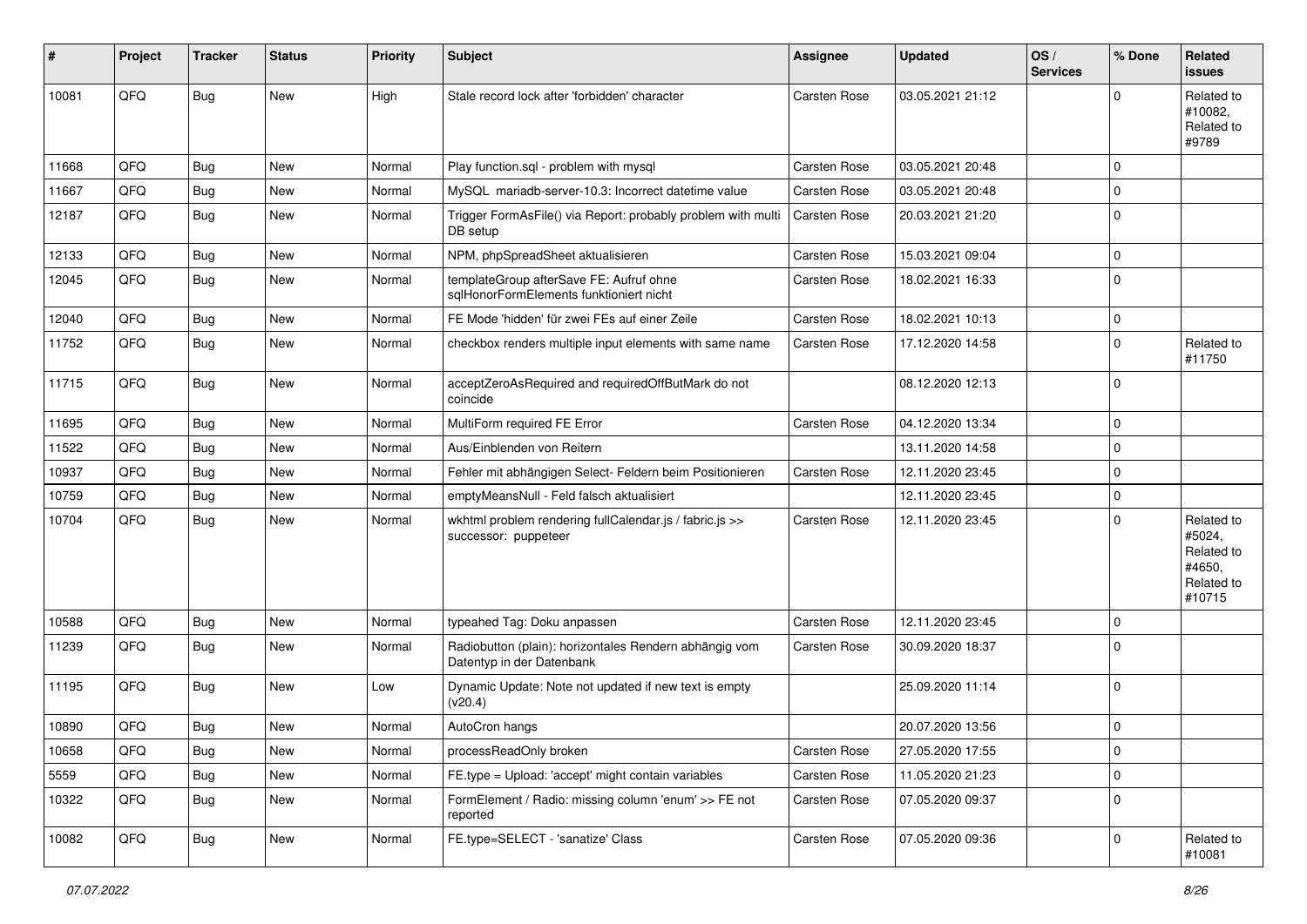| # | Project | Tracker | Status | Priority | Subject | Assignee | Updated | OS / Services | % Done | Related issues |
|---|---|---|---|---|---|---|---|---|---|---|
| 10081 | QFQ | Bug | New | High | Stale record lock after 'forbidden' character | Carsten Rose | 03.05.2021 21:12 | | 0 | Related to #10082, Related to #9789 |
| 11668 | QFQ | Bug | New | Normal | Play function.sql - problem with mysql | Carsten Rose | 03.05.2021 20:48 | | 0 | |
| 11667 | QFQ | Bug | New | Normal | MySQL mariadb-server-10.3: Incorrect datetime value | Carsten Rose | 03.05.2021 20:48 | | 0 | |
| 12187 | QFQ | Bug | New | Normal | Trigger FormAsFile() via Report: probably problem with multi DB setup | Carsten Rose | 20.03.2021 21:20 | | 0 | |
| 12133 | QFQ | Bug | New | Normal | NPM, phpSpreadSheet aktualisieren | Carsten Rose | 15.03.2021 09:04 | | 0 | |
| 12045 | QFQ | Bug | New | Normal | templateGroup afterSave FE: Aufruf ohne sqlHonorFormElements funktioniert nicht | Carsten Rose | 18.02.2021 16:33 | | 0 | |
| 12040 | QFQ | Bug | New | Normal | FE Mode 'hidden' für zwei FEs auf einer Zeile | Carsten Rose | 18.02.2021 10:13 | | 0 | |
| 11752 | QFQ | Bug | New | Normal | checkbox renders multiple input elements with same name | Carsten Rose | 17.12.2020 14:58 | | 0 | Related to #11750 |
| 11715 | QFQ | Bug | New | Normal | acceptZeroAsRequired and requiredOffButMark do not coincide | | 08.12.2020 12:13 | | 0 | |
| 11695 | QFQ | Bug | New | Normal | MultiForm required FE Error | Carsten Rose | 04.12.2020 13:34 | | 0 | |
| 11522 | QFQ | Bug | New | Normal | Aus/Einblenden von Reitern | | 13.11.2020 14:58 | | 0 | |
| 10937 | QFQ | Bug | New | Normal | Fehler mit abhängigen Select- Feldern beim Positionieren | Carsten Rose | 12.11.2020 23:45 | | 0 | |
| 10759 | QFQ | Bug | New | Normal | emptyMeansNull - Feld falsch aktualisiert | | 12.11.2020 23:45 | | 0 | |
| 10704 | QFQ | Bug | New | Normal | wkhtml problem rendering fullCalendar.js / fabric.js >> successor: puppeteer | Carsten Rose | 12.11.2020 23:45 | | 0 | Related to #5024, Related to #4650, Related to #10715 |
| 10588 | QFQ | Bug | New | Normal | typeahed Tag: Doku anpassen | Carsten Rose | 12.11.2020 23:45 | | 0 | |
| 11239 | QFQ | Bug | New | Normal | Radiobutton (plain): horizontales Rendern abhängig vom Datentyp in der Datenbank | Carsten Rose | 30.09.2020 18:37 | | 0 | |
| 11195 | QFQ | Bug | New | Low | Dynamic Update: Note not updated if new text is empty (v20.4) | | 25.09.2020 11:14 | | 0 | |
| 10890 | QFQ | Bug | New | Normal | AutoCron hangs | | 20.07.2020 13:56 | | 0 | |
| 10658 | QFQ | Bug | New | Normal | processReadOnly broken | Carsten Rose | 27.05.2020 17:55 | | 0 | |
| 5559 | QFQ | Bug | New | Normal | FE.type = Upload: 'accept' might contain variables | Carsten Rose | 11.05.2020 21:23 | | 0 | |
| 10322 | QFQ | Bug | New | Normal | FormElement / Radio: missing column 'enum' >> FE not reported | Carsten Rose | 07.05.2020 09:37 | | 0 | |
| 10082 | QFQ | Bug | New | Normal | FE.type=SELECT - 'sanatize' Class | Carsten Rose | 07.05.2020 09:36 | | 0 | Related to #10081 |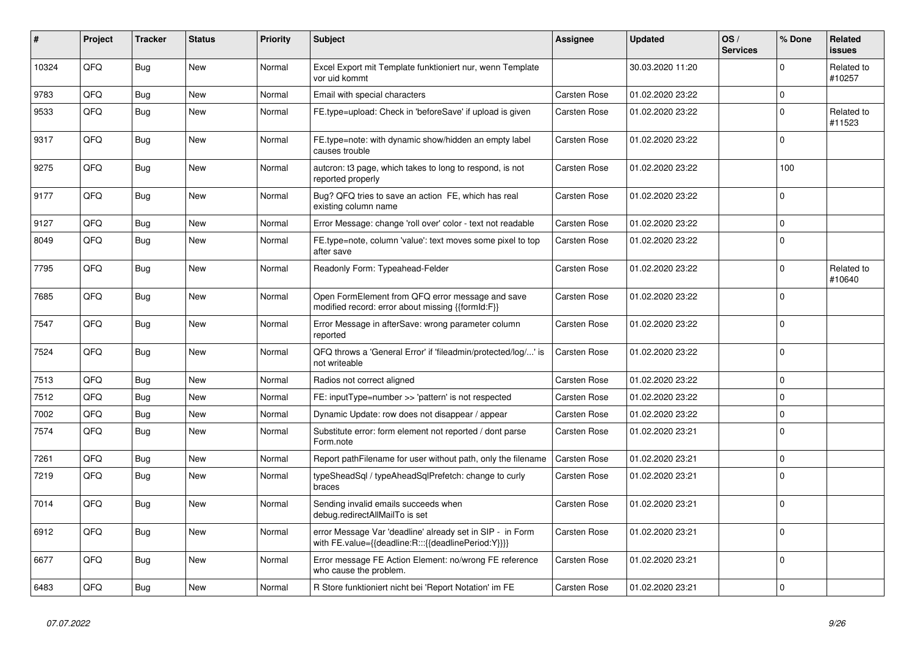| # | Project | Tracker | Status | Priority | Subject | Assignee | Updated | OS / Services | % Done | Related issues |
|---|---|---|---|---|---|---|---|---|---|---|
| 10324 | QFQ | Bug | New | Normal | Excel Export mit Template funktioniert nur, wenn Template vor uid kommt | | 30.03.2020 11:20 | | 0 | Related to #10257 |
| 9783 | QFQ | Bug | New | Normal | Email with special characters | Carsten Rose | 01.02.2020 23:22 | | 0 | |
| 9533 | QFQ | Bug | New | Normal | FE.type=upload: Check in 'beforeSave' if upload is given | Carsten Rose | 01.02.2020 23:22 | | 0 | Related to #11523 |
| 9317 | QFQ | Bug | New | Normal | FE.type=note: with dynamic show/hidden an empty label causes trouble | Carsten Rose | 01.02.2020 23:22 | | 0 | |
| 9275 | QFQ | Bug | New | Normal | autcron: t3 page, which takes to long to respond, is not reported properly | Carsten Rose | 01.02.2020 23:22 | | 100 | |
| 9177 | QFQ | Bug | New | Normal | Bug? QFQ tries to save an action FE, which has real existing column name | Carsten Rose | 01.02.2020 23:22 | | 0 | |
| 9127 | QFQ | Bug | New | Normal | Error Message: change 'roll over' color - text not readable | Carsten Rose | 01.02.2020 23:22 | | 0 | |
| 8049 | QFQ | Bug | New | Normal | FE.type=note, column 'value': text moves some pixel to top after save | Carsten Rose | 01.02.2020 23:22 | | 0 | |
| 7795 | QFQ | Bug | New | Normal | Readonly Form: Typeahead-Felder | Carsten Rose | 01.02.2020 23:22 | | 0 | Related to #10640 |
| 7685 | QFQ | Bug | New | Normal | Open FormElement from QFQ error message and save modified record: error about missing {{formId:F}} | Carsten Rose | 01.02.2020 23:22 | | 0 | |
| 7547 | QFQ | Bug | New | Normal | Error Message in afterSave: wrong parameter column reported | Carsten Rose | 01.02.2020 23:22 | | 0 | |
| 7524 | QFQ | Bug | New | Normal | QFQ throws a 'General Error' if 'fileadmin/protected/log/...' is not writeable | Carsten Rose | 01.02.2020 23:22 | | 0 | |
| 7513 | QFQ | Bug | New | Normal | Radios not correct aligned | Carsten Rose | 01.02.2020 23:22 | | 0 | |
| 7512 | QFQ | Bug | New | Normal | FE: inputType=number >> 'pattern' is not respected | Carsten Rose | 01.02.2020 23:22 | | 0 | |
| 7002 | QFQ | Bug | New | Normal | Dynamic Update: row does not disappear / appear | Carsten Rose | 01.02.2020 23:22 | | 0 | |
| 7574 | QFQ | Bug | New | Normal | Substitute error: form element not reported / dont parse Form.note | Carsten Rose | 01.02.2020 23:21 | | 0 | |
| 7261 | QFQ | Bug | New | Normal | Report pathFilename for user without path, only the filename | Carsten Rose | 01.02.2020 23:21 | | 0 | |
| 7219 | QFQ | Bug | New | Normal | typeSheadSql / typeAheadSqlPrefetch: change to curly braces | Carsten Rose | 01.02.2020 23:21 | | 0 | |
| 7014 | QFQ | Bug | New | Normal | Sending invalid emails succeeds when debug.redirectAllMailTo is set | Carsten Rose | 01.02.2020 23:21 | | 0 | |
| 6912 | QFQ | Bug | New | Normal | error Message Var 'deadline' already set in SIP - in Form with FE.value={{deadline:R:::{{deadlinePeriod:Y}}}} | Carsten Rose | 01.02.2020 23:21 | | 0 | |
| 6677 | QFQ | Bug | New | Normal | Error message FE Action Element: no/wrong FE reference who cause the problem. | Carsten Rose | 01.02.2020 23:21 | | 0 | |
| 6483 | QFQ | Bug | New | Normal | R Store funktioniert nicht bei 'Report Notation' im FE | Carsten Rose | 01.02.2020 23:21 | | 0 | |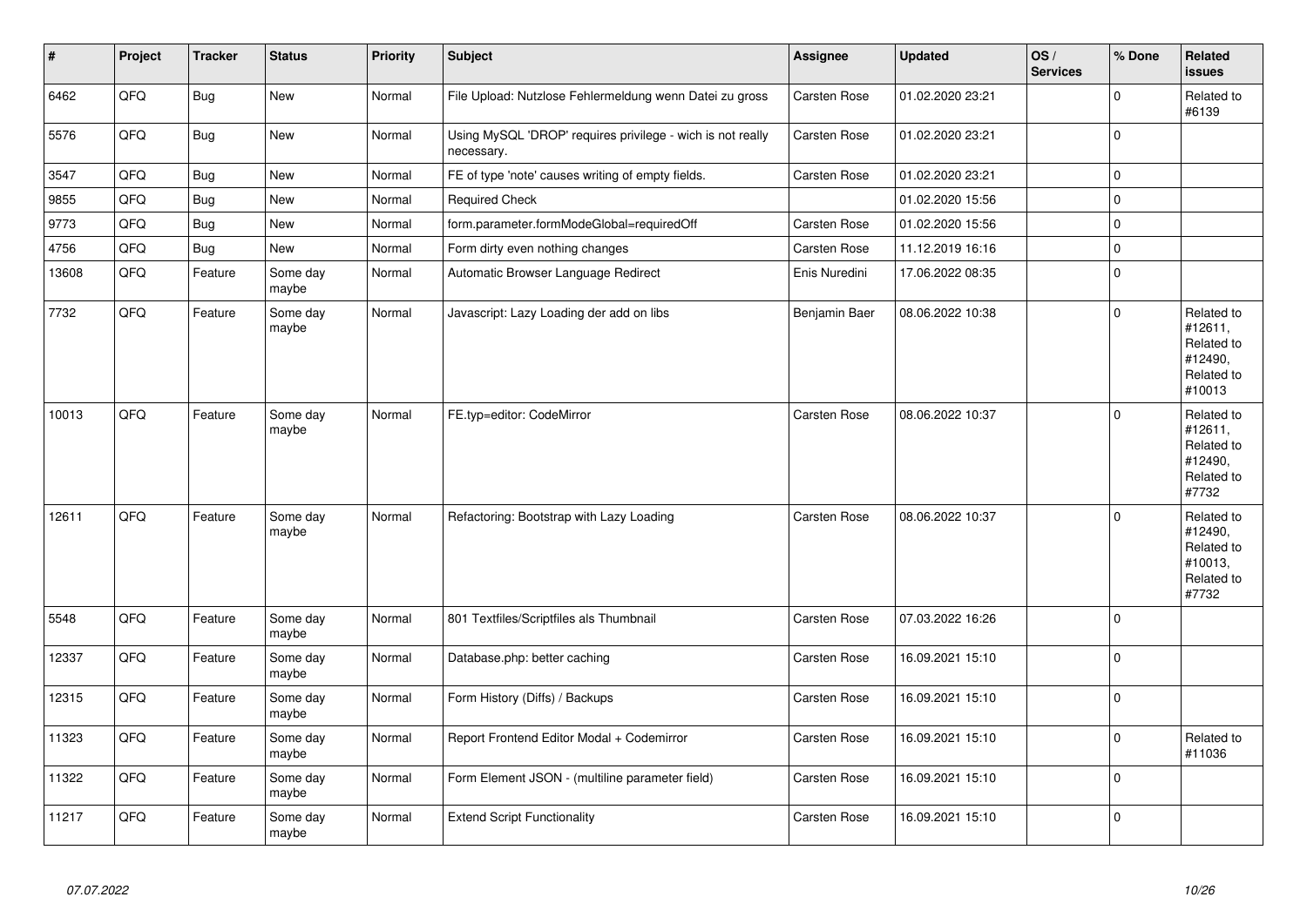| # | Project | Tracker | Status | Priority | Subject | Assignee | Updated | OS / Services | % Done | Related issues |
|---|---|---|---|---|---|---|---|---|---|---|
| 6462 | QFQ | Bug | New | Normal | File Upload: Nutzlose Fehlermeldung wenn Datei zu gross | Carsten Rose | 01.02.2020 23:21 | | 0 | Related to #6139 |
| 5576 | QFQ | Bug | New | Normal | Using MySQL 'DROP' requires privilege - wich is not really necessary. | Carsten Rose | 01.02.2020 23:21 | | 0 | |
| 3547 | QFQ | Bug | New | Normal | FE of type 'note' causes writing of empty fields. | Carsten Rose | 01.02.2020 23:21 | | 0 | |
| 9855 | QFQ | Bug | New | Normal | Required Check | | 01.02.2020 15:56 | | 0 | |
| 9773 | QFQ | Bug | New | Normal | form.parameter.formModeGlobal=requiredOff | Carsten Rose | 01.02.2020 15:56 | | 0 | |
| 4756 | QFQ | Bug | New | Normal | Form dirty even nothing changes | Carsten Rose | 11.12.2019 16:16 | | 0 | |
| 13608 | QFQ | Feature | Some day maybe | Normal | Automatic Browser Language Redirect | Enis Nuredini | 17.06.2022 08:35 | | 0 | |
| 7732 | QFQ | Feature | Some day maybe | Normal | Javascript: Lazy Loading der add on libs | Benjamin Baer | 08.06.2022 10:38 | | 0 | Related to #12611, Related to #12490, Related to #10013 |
| 10013 | QFQ | Feature | Some day maybe | Normal | FE.typ=editor: CodeMirror | Carsten Rose | 08.06.2022 10:37 | | 0 | Related to #12611, Related to #12490, Related to #7732 |
| 12611 | QFQ | Feature | Some day maybe | Normal | Refactoring: Bootstrap with Lazy Loading | Carsten Rose | 08.06.2022 10:37 | | 0 | Related to #12490, Related to #10013, Related to #7732 |
| 5548 | QFQ | Feature | Some day maybe | Normal | 801 Textfiles/Scriptfiles als Thumbnail | Carsten Rose | 07.03.2022 16:26 | | 0 | |
| 12337 | QFQ | Feature | Some day maybe | Normal | Database.php: better caching | Carsten Rose | 16.09.2021 15:10 | | 0 | |
| 12315 | QFQ | Feature | Some day maybe | Normal | Form History (Diffs) / Backups | Carsten Rose | 16.09.2021 15:10 | | 0 | |
| 11323 | QFQ | Feature | Some day maybe | Normal | Report Frontend Editor Modal + Codemirror | Carsten Rose | 16.09.2021 15:10 | | 0 | Related to #11036 |
| 11322 | QFQ | Feature | Some day maybe | Normal | Form Element JSON - (multiline parameter field) | Carsten Rose | 16.09.2021 15:10 | | 0 | |
| 11217 | QFQ | Feature | Some day maybe | Normal | Extend Script Functionality | Carsten Rose | 16.09.2021 15:10 | | 0 | |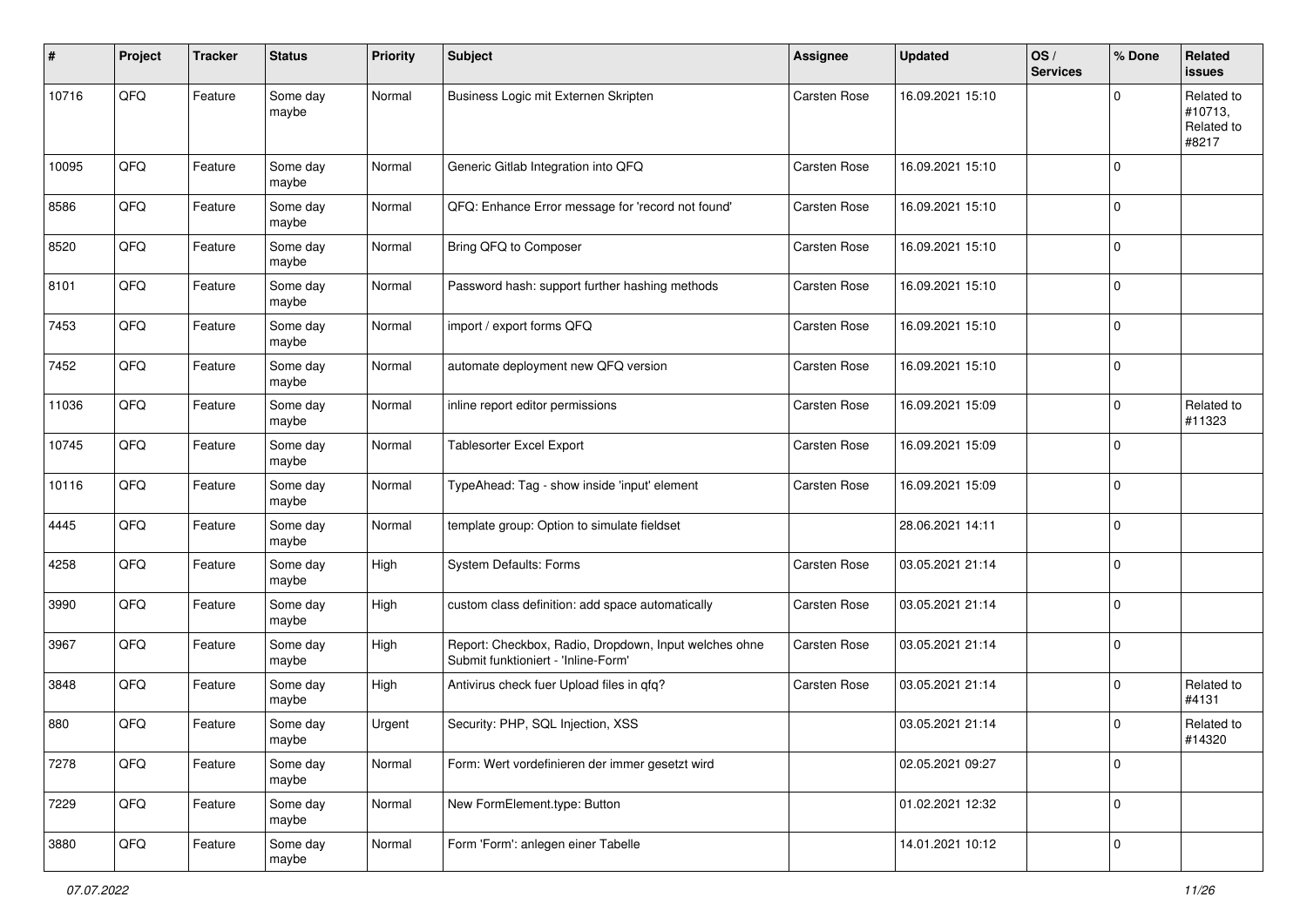| # | Project | Tracker | Status | Priority | Subject | Assignee | Updated | OS / Services | % Done | Related issues |
|---|---|---|---|---|---|---|---|---|---|---|
| 10716 | QFQ | Feature | Some day maybe | Normal | Business Logic mit Externen Skripten | Carsten Rose | 16.09.2021 15:10 | | 0 | Related to #10713, Related to #8217 |
| 10095 | QFQ | Feature | Some day maybe | Normal | Generic Gitlab Integration into QFQ | Carsten Rose | 16.09.2021 15:10 | | 0 | |
| 8586 | QFQ | Feature | Some day maybe | Normal | QFQ: Enhance Error message for 'record not found' | Carsten Rose | 16.09.2021 15:10 | | 0 | |
| 8520 | QFQ | Feature | Some day maybe | Normal | Bring QFQ to Composer | Carsten Rose | 16.09.2021 15:10 | | 0 | |
| 8101 | QFQ | Feature | Some day maybe | Normal | Password hash: support further hashing methods | Carsten Rose | 16.09.2021 15:10 | | 0 | |
| 7453 | QFQ | Feature | Some day maybe | Normal | import / export forms QFQ | Carsten Rose | 16.09.2021 15:10 | | 0 | |
| 7452 | QFQ | Feature | Some day maybe | Normal | automate deployment new QFQ version | Carsten Rose | 16.09.2021 15:10 | | 0 | |
| 11036 | QFQ | Feature | Some day maybe | Normal | inline report editor permissions | Carsten Rose | 16.09.2021 15:09 | | 0 | Related to #11323 |
| 10745 | QFQ | Feature | Some day maybe | Normal | Tablesorter Excel Export | Carsten Rose | 16.09.2021 15:09 | | 0 | |
| 10116 | QFQ | Feature | Some day maybe | Normal | TypeAhead: Tag - show inside 'input' element | Carsten Rose | 16.09.2021 15:09 | | 0 | |
| 4445 | QFQ | Feature | Some day maybe | Normal | template group: Option to simulate fieldset | | 28.06.2021 14:11 | | 0 | |
| 4258 | QFQ | Feature | Some day maybe | High | System Defaults: Forms | Carsten Rose | 03.05.2021 21:14 | | 0 | |
| 3990 | QFQ | Feature | Some day maybe | High | custom class definition: add space automatically | Carsten Rose | 03.05.2021 21:14 | | 0 | |
| 3967 | QFQ | Feature | Some day maybe | High | Report: Checkbox, Radio, Dropdown, Input welches ohne Submit funktioniert - 'Inline-Form' | Carsten Rose | 03.05.2021 21:14 | | 0 | |
| 3848 | QFQ | Feature | Some day maybe | High | Antivirus check fuer Upload files in qfq? | Carsten Rose | 03.05.2021 21:14 | | 0 | Related to #4131 |
| 880 | QFQ | Feature | Some day maybe | Urgent | Security: PHP, SQL Injection, XSS | | 03.05.2021 21:14 | | 0 | Related to #14320 |
| 7278 | QFQ | Feature | Some day maybe | Normal | Form: Wert vordefinieren der immer gesetzt wird | | 02.05.2021 09:27 | | 0 | |
| 7229 | QFQ | Feature | Some day maybe | Normal | New FormElement.type: Button | | 01.02.2021 12:32 | | 0 | |
| 3880 | QFQ | Feature | Some day maybe | Normal | Form 'Form': anlegen einer Tabelle | | 14.01.2021 10:12 | | 0 | |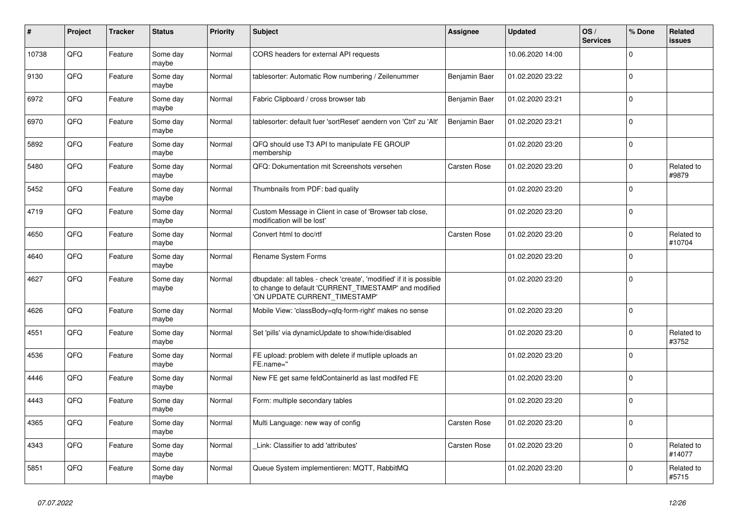| # | Project | Tracker | Status | Priority | Subject | Assignee | Updated | OS / Services | % Done | Related issues |
|---|---|---|---|---|---|---|---|---|---|---|
| 10738 | QFQ | Feature | Some day maybe | Normal | CORS headers for external API requests | | 10.06.2020 14:00 | | 0 | |
| 9130 | QFQ | Feature | Some day maybe | Normal | tablesorter: Automatic Row numbering / Zeilenummer | Benjamin Baer | 01.02.2020 23:22 | | 0 | |
| 6972 | QFQ | Feature | Some day maybe | Normal | Fabric Clipboard / cross browser tab | Benjamin Baer | 01.02.2020 23:21 | | 0 | |
| 6970 | QFQ | Feature | Some day maybe | Normal | tablesorter: default fuer 'sortReset' aendern von 'Ctrl' zu 'Alt' | Benjamin Baer | 01.02.2020 23:21 | | 0 | |
| 5892 | QFQ | Feature | Some day maybe | Normal | QFQ should use T3 API to manipulate FE GROUP membership | | 01.02.2020 23:20 | | 0 | |
| 5480 | QFQ | Feature | Some day maybe | Normal | QFQ: Dokumentation mit Screenshots versehen | Carsten Rose | 01.02.2020 23:20 | | 0 | Related to #9879 |
| 5452 | QFQ | Feature | Some day maybe | Normal | Thumbnails from PDF: bad quality | | 01.02.2020 23:20 | | 0 | |
| 4719 | QFQ | Feature | Some day maybe | Normal | Custom Message in Client in case of 'Browser tab close, modification will be lost' | | 01.02.2020 23:20 | | 0 | |
| 4650 | QFQ | Feature | Some day maybe | Normal | Convert html to doc/rtf | Carsten Rose | 01.02.2020 23:20 | | 0 | Related to #10704 |
| 4640 | QFQ | Feature | Some day maybe | Normal | Rename System Forms | | 01.02.2020 23:20 | | 0 | |
| 4627 | QFQ | Feature | Some day maybe | Normal | dbupdate: all tables - check 'create', 'modified' if it is possible to change to default 'CURRENT_TIMESTAMP' and modified 'ON UPDATE CURRENT_TIMESTAMP' | | 01.02.2020 23:20 | | 0 | |
| 4626 | QFQ | Feature | Some day maybe | Normal | Mobile View: 'classBody=qfq-form-right' makes no sense | | 01.02.2020 23:20 | | 0 | |
| 4551 | QFQ | Feature | Some day maybe | Normal | Set 'pills' via dynamicUpdate to show/hide/disabled | | 01.02.2020 23:20 | | 0 | Related to #3752 |
| 4536 | QFQ | Feature | Some day maybe | Normal | FE upload: problem with delete if mutliple uploads an FE.name='' | | 01.02.2020 23:20 | | 0 | |
| 4446 | QFQ | Feature | Some day maybe | Normal | New FE get same feldContainerId as last modifed FE | | 01.02.2020 23:20 | | 0 | |
| 4443 | QFQ | Feature | Some day maybe | Normal | Form: multiple secondary tables | | 01.02.2020 23:20 | | 0 | |
| 4365 | QFQ | Feature | Some day maybe | Normal | Multi Language: new way of config | Carsten Rose | 01.02.2020 23:20 | | 0 | |
| 4343 | QFQ | Feature | Some day maybe | Normal | _Link: Classifier to add 'attributes' | Carsten Rose | 01.02.2020 23:20 | | 0 | Related to #14077 |
| 5851 | QFQ | Feature | Some day maybe | Normal | Queue System implementieren: MQTT, RabbitMQ | | 01.02.2020 23:20 | | 0 | Related to #5715 |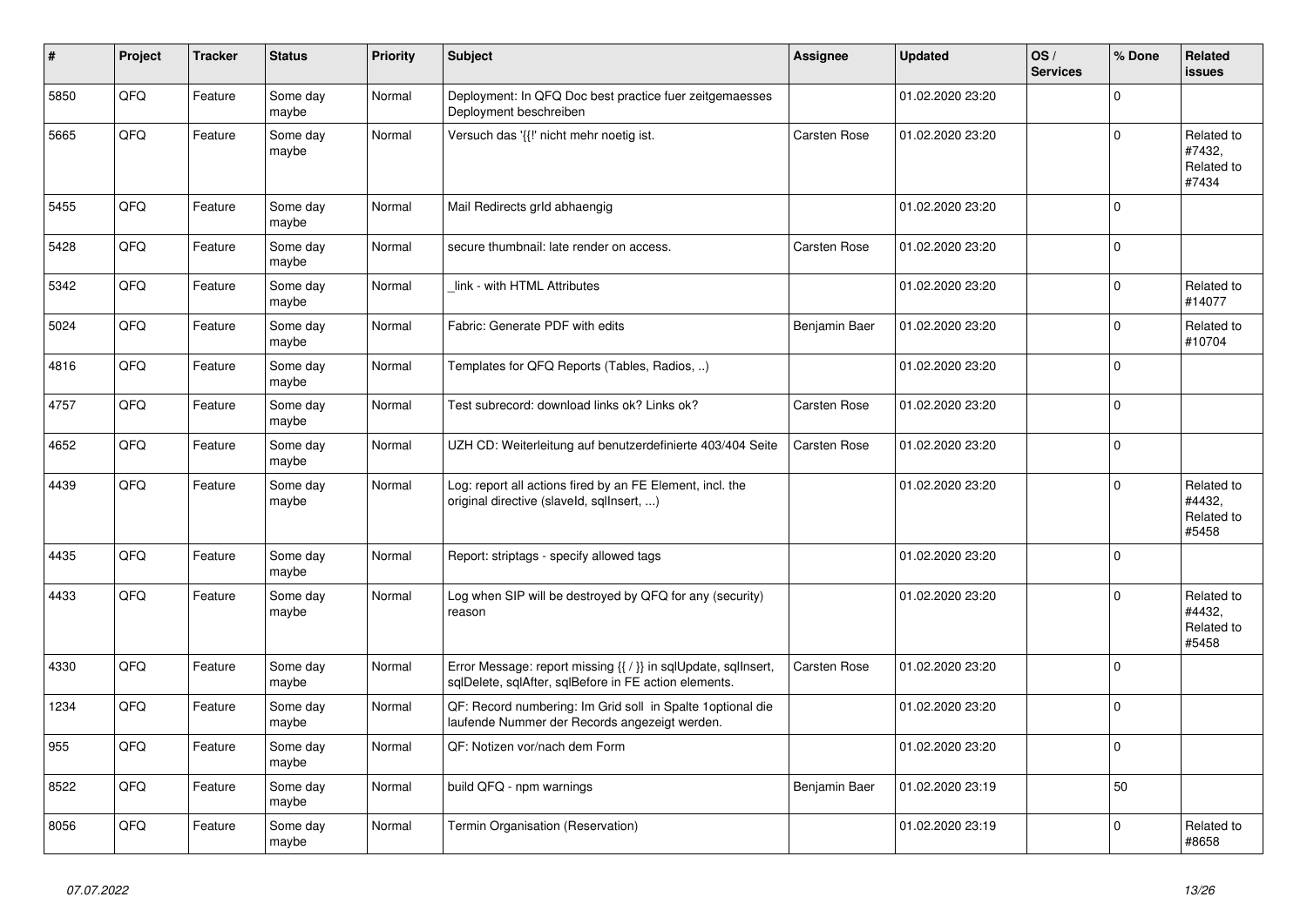| # | Project | Tracker | Status | Priority | Subject | Assignee | Updated | OS / Services | % Done | Related issues |
|---|---|---|---|---|---|---|---|---|---|---|
| 5850 | QFQ | Feature | Some day maybe | Normal | Deployment: In QFQ Doc best practice fuer zeitgemaesses Deployment beschreiben | | 01.02.2020 23:20 | | 0 | |
| 5665 | QFQ | Feature | Some day maybe | Normal | Versuch das '{{!' nicht mehr noetig ist. | Carsten Rose | 01.02.2020 23:20 | | 0 | Related to #7432, Related to #7434 |
| 5455 | QFQ | Feature | Some day maybe | Normal | Mail Redirects grId abhaengig | | 01.02.2020 23:20 | | 0 | |
| 5428 | QFQ | Feature | Some day maybe | Normal | secure thumbnail: late render on access. | Carsten Rose | 01.02.2020 23:20 | | 0 | |
| 5342 | QFQ | Feature | Some day maybe | Normal | _link - with HTML Attributes | | 01.02.2020 23:20 | | 0 | Related to #14077 |
| 5024 | QFQ | Feature | Some day maybe | Normal | Fabric: Generate PDF with edits | Benjamin Baer | 01.02.2020 23:20 | | 0 | Related to #10704 |
| 4816 | QFQ | Feature | Some day maybe | Normal | Templates for QFQ Reports (Tables, Radios, ..) | | 01.02.2020 23:20 | | 0 | |
| 4757 | QFQ | Feature | Some day maybe | Normal | Test subrecord: download links ok? Links ok? | Carsten Rose | 01.02.2020 23:20 | | 0 | |
| 4652 | QFQ | Feature | Some day maybe | Normal | UZH CD: Weiterleitung auf benutzerdefinierte 403/404 Seite | Carsten Rose | 01.02.2020 23:20 | | 0 | |
| 4439 | QFQ | Feature | Some day maybe | Normal | Log: report all actions fired by an FE Element, incl. the original directive (slaveId, sqlInsert, ...) | | 01.02.2020 23:20 | | 0 | Related to #4432, Related to #5458 |
| 4435 | QFQ | Feature | Some day maybe | Normal | Report: striptags - specify allowed tags | | 01.02.2020 23:20 | | 0 | |
| 4433 | QFQ | Feature | Some day maybe | Normal | Log when SIP will be destroyed by QFQ for any (security) reason | | 01.02.2020 23:20 | | 0 | Related to #4432, Related to #5458 |
| 4330 | QFQ | Feature | Some day maybe | Normal | Error Message: report missing {{ / }} in sqlUpdate, sqlInsert, sqlDelete, sqlAfter, sqlBefore in FE action elements. | Carsten Rose | 01.02.2020 23:20 | | 0 | |
| 1234 | QFQ | Feature | Some day maybe | Normal | QF: Record numbering: Im Grid soll in Spalte 1optional die laufende Nummer der Records angezeigt werden. | | 01.02.2020 23:20 | | 0 | |
| 955 | QFQ | Feature | Some day maybe | Normal | QF: Notizen vor/nach dem Form | | 01.02.2020 23:20 | | 0 | |
| 8522 | QFQ | Feature | Some day maybe | Normal | build QFQ - npm warnings | Benjamin Baer | 01.02.2020 23:19 | | 50 | |
| 8056 | QFQ | Feature | Some day maybe | Normal | Termin Organisation (Reservation) | | 01.02.2020 23:19 | | 0 | Related to #8658 |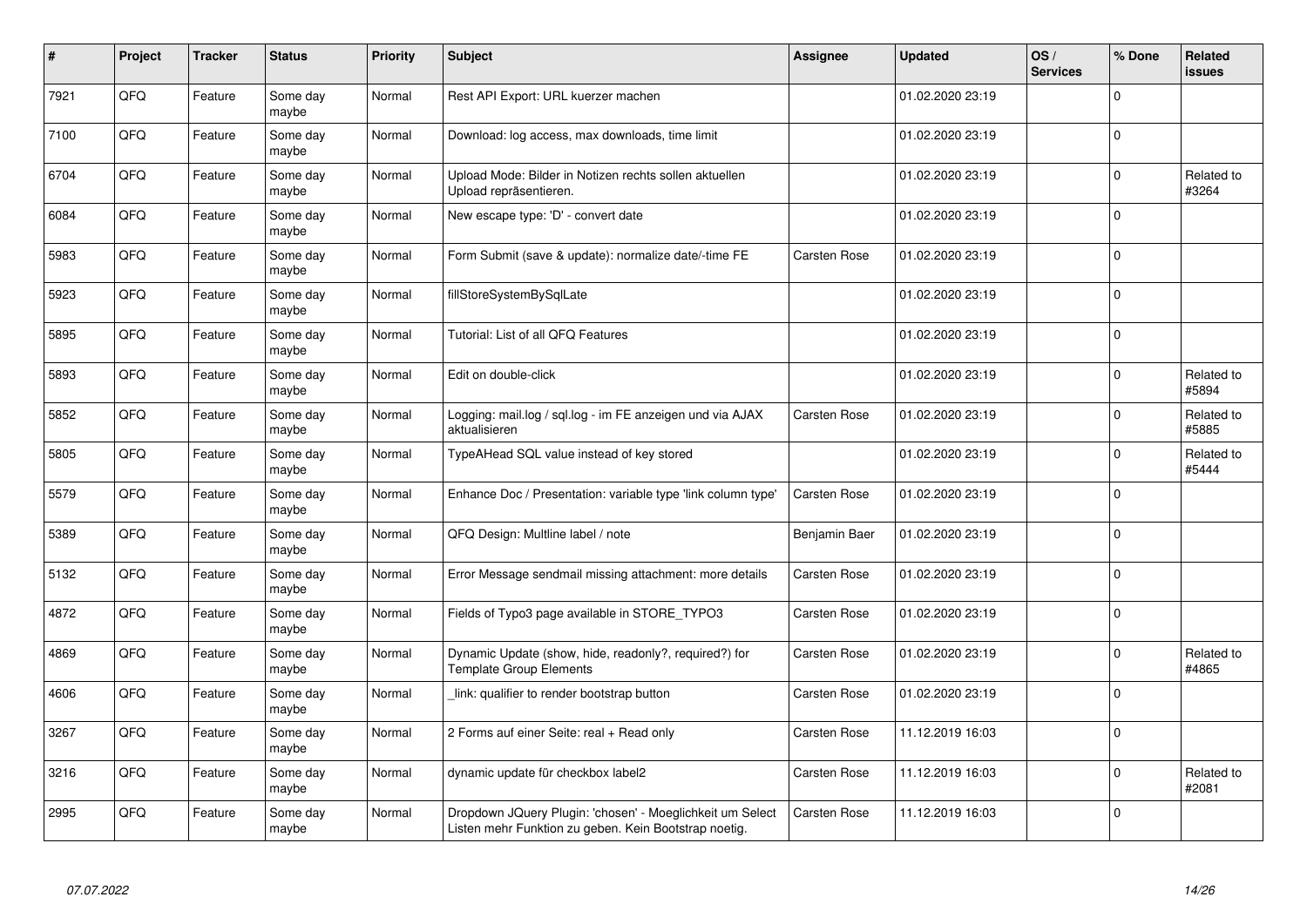| # | Project | Tracker | Status | Priority | Subject | Assignee | Updated | OS / Services | % Done | Related issues |
|---|---|---|---|---|---|---|---|---|---|---|
| 7921 | QFQ | Feature | Some day maybe | Normal | Rest API Export: URL kuerzer machen |  | 01.02.2020 23:19 |  | 0 |  |
| 7100 | QFQ | Feature | Some day maybe | Normal | Download: log access, max downloads, time limit |  | 01.02.2020 23:19 |  | 0 |  |
| 6704 | QFQ | Feature | Some day maybe | Normal | Upload Mode: Bilder in Notizen rechts sollen aktuellen Upload repräsentieren. |  | 01.02.2020 23:19 |  | 0 | Related to #3264 |
| 6084 | QFQ | Feature | Some day maybe | Normal | New escape type: 'D' - convert date |  | 01.02.2020 23:19 |  | 0 |  |
| 5983 | QFQ | Feature | Some day maybe | Normal | Form Submit (save & update): normalize date/-time FE | Carsten Rose | 01.02.2020 23:19 |  | 0 |  |
| 5923 | QFQ | Feature | Some day maybe | Normal | fillStoreSystemBySqlLate |  | 01.02.2020 23:19 |  | 0 |  |
| 5895 | QFQ | Feature | Some day maybe | Normal | Tutorial: List of all QFQ Features |  | 01.02.2020 23:19 |  | 0 |  |
| 5893 | QFQ | Feature | Some day maybe | Normal | Edit on double-click |  | 01.02.2020 23:19 |  | 0 | Related to #5894 |
| 5852 | QFQ | Feature | Some day maybe | Normal | Logging: mail.log / sql.log - im FE anzeigen und via AJAX aktualisieren | Carsten Rose | 01.02.2020 23:19 |  | 0 | Related to #5885 |
| 5805 | QFQ | Feature | Some day maybe | Normal | TypeAHead SQL value instead of key stored |  | 01.02.2020 23:19 |  | 0 | Related to #5444 |
| 5579 | QFQ | Feature | Some day maybe | Normal | Enhance Doc / Presentation: variable type 'link column type' | Carsten Rose | 01.02.2020 23:19 |  | 0 |  |
| 5389 | QFQ | Feature | Some day maybe | Normal | QFQ Design: Multline label / note | Benjamin Baer | 01.02.2020 23:19 |  | 0 |  |
| 5132 | QFQ | Feature | Some day maybe | Normal | Error Message sendmail missing attachment: more details | Carsten Rose | 01.02.2020 23:19 |  | 0 |  |
| 4872 | QFQ | Feature | Some day maybe | Normal | Fields of Typo3 page available in STORE_TYPO3 | Carsten Rose | 01.02.2020 23:19 |  | 0 |  |
| 4869 | QFQ | Feature | Some day maybe | Normal | Dynamic Update (show, hide, readonly?, required?) for Template Group Elements | Carsten Rose | 01.02.2020 23:19 |  | 0 | Related to #4865 |
| 4606 | QFQ | Feature | Some day maybe | Normal | _link: qualifier to render bootstrap button | Carsten Rose | 01.02.2020 23:19 |  | 0 |  |
| 3267 | QFQ | Feature | Some day maybe | Normal | 2 Forms auf einer Seite: real + Read only | Carsten Rose | 11.12.2019 16:03 |  | 0 |  |
| 3216 | QFQ | Feature | Some day maybe | Normal | dynamic update für checkbox label2 | Carsten Rose | 11.12.2019 16:03 |  | 0 | Related to #2081 |
| 2995 | QFQ | Feature | Some day maybe | Normal | Dropdown JQuery Plugin: 'chosen' - Moeglichkeit um Select Listen mehr Funktion zu geben. Kein Bootstrap noetig. | Carsten Rose | 11.12.2019 16:03 |  | 0 |  |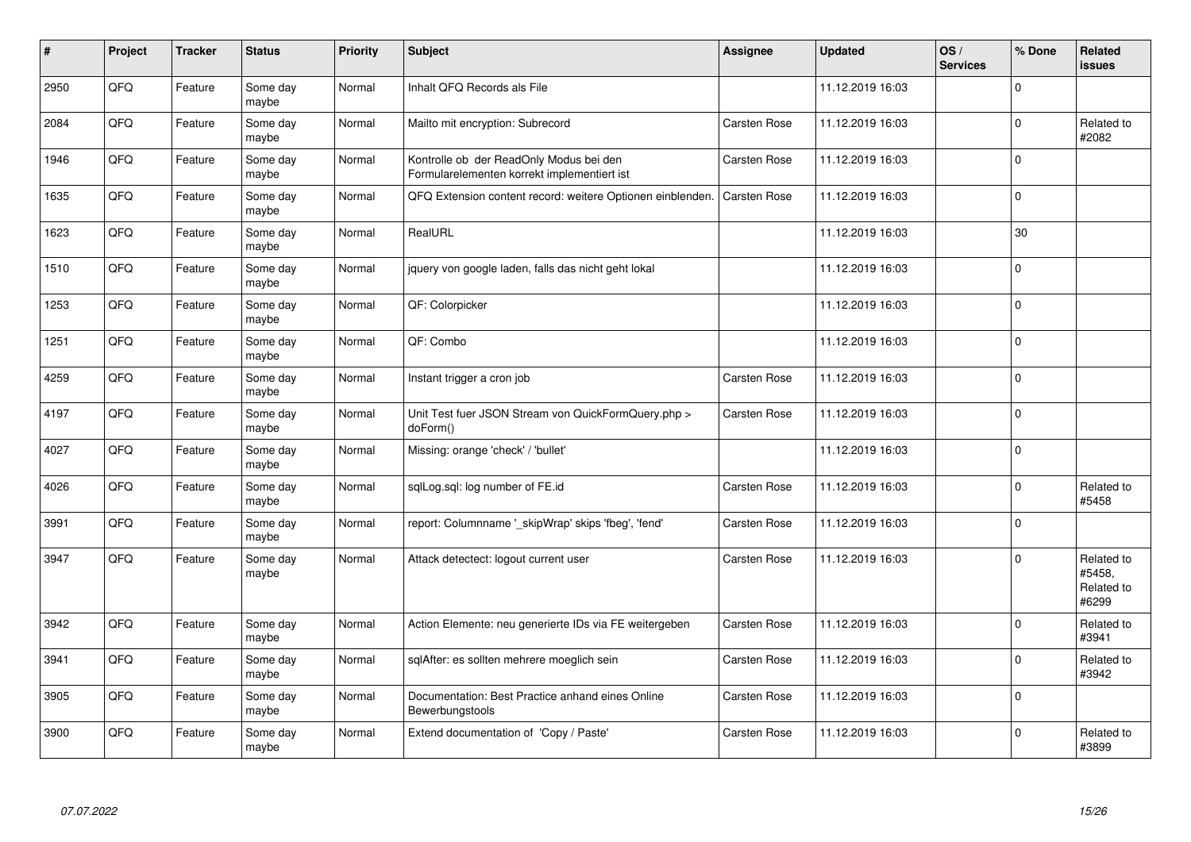| # | Project | Tracker | Status | Priority | Subject | Assignee | Updated | OS / Services | % Done | Related issues |
|---|---|---|---|---|---|---|---|---|---|---|
| 2950 | QFQ | Feature | Some day maybe | Normal | Inhalt QFQ Records als File | | 11.12.2019 16:03 | | 0 | |
| 2084 | QFQ | Feature | Some day maybe | Normal | Mailto mit encryption: Subrecord | Carsten Rose | 11.12.2019 16:03 | | 0 | Related to #2082 |
| 1946 | QFQ | Feature | Some day maybe | Normal | Kontrolle ob der ReadOnly Modus bei den Formularelementen korrekt implementiert ist | Carsten Rose | 11.12.2019 16:03 | | 0 | |
| 1635 | QFQ | Feature | Some day maybe | Normal | QFQ Extension content record: weitere Optionen einblenden. | Carsten Rose | 11.12.2019 16:03 | | 0 | |
| 1623 | QFQ | Feature | Some day maybe | Normal | RealURL | | 11.12.2019 16:03 | | 30 | |
| 1510 | QFQ | Feature | Some day maybe | Normal | jquery von google laden, falls das nicht geht lokal | | 11.12.2019 16:03 | | 0 | |
| 1253 | QFQ | Feature | Some day maybe | Normal | QF: Colorpicker | | 11.12.2019 16:03 | | 0 | |
| 1251 | QFQ | Feature | Some day maybe | Normal | QF: Combo | | 11.12.2019 16:03 | | 0 | |
| 4259 | QFQ | Feature | Some day maybe | Normal | Instant trigger a cron job | Carsten Rose | 11.12.2019 16:03 | | 0 | |
| 4197 | QFQ | Feature | Some day maybe | Normal | Unit Test fuer JSON Stream von QuickFormQuery.php > doForm() | Carsten Rose | 11.12.2019 16:03 | | 0 | |
| 4027 | QFQ | Feature | Some day maybe | Normal | Missing: orange 'check' / 'bullet' | | 11.12.2019 16:03 | | 0 | |
| 4026 | QFQ | Feature | Some day maybe | Normal | sqlLog.sql: log number of FE.id | Carsten Rose | 11.12.2019 16:03 | | 0 | Related to #5458 |
| 3991 | QFQ | Feature | Some day maybe | Normal | report: Columnname '_skipWrap' skips 'fbeg', 'fend' | Carsten Rose | 11.12.2019 16:03 | | 0 | |
| 3947 | QFQ | Feature | Some day maybe | Normal | Attack detectect: logout current user | Carsten Rose | 11.12.2019 16:03 | | 0 | Related to #5458, Related to #6299 |
| 3942 | QFQ | Feature | Some day maybe | Normal | Action Elemente: neu generierte IDs via FE weitergeben | Carsten Rose | 11.12.2019 16:03 | | 0 | Related to #3941 |
| 3941 | QFQ | Feature | Some day maybe | Normal | sqlAfter: es sollten mehrere moeglich sein | Carsten Rose | 11.12.2019 16:03 | | 0 | Related to #3942 |
| 3905 | QFQ | Feature | Some day maybe | Normal | Documentation: Best Practice anhand eines Online Bewerbungstools | Carsten Rose | 11.12.2019 16:03 | | 0 | |
| 3900 | QFQ | Feature | Some day maybe | Normal | Extend documentation of 'Copy / Paste' | Carsten Rose | 11.12.2019 16:03 | | 0 | Related to #3899 |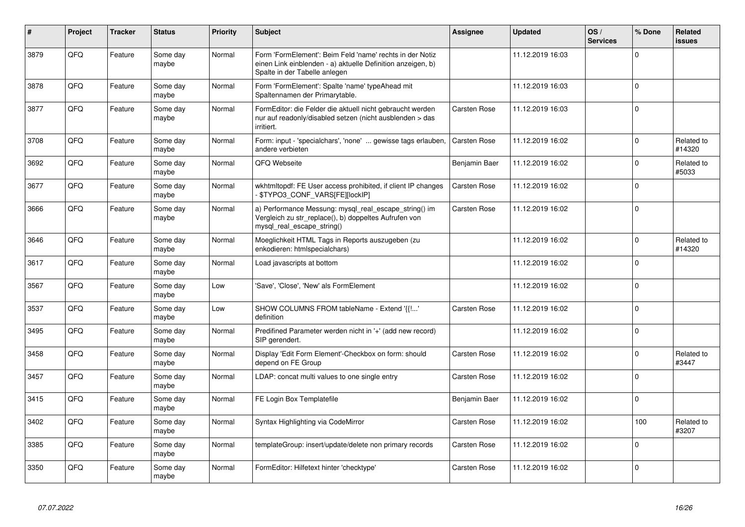| # | Project | Tracker | Status | Priority | Subject | Assignee | Updated | OS / Services | % Done | Related issues |
|---|---|---|---|---|---|---|---|---|---|---|
| 3879 | QFQ | Feature | Some day maybe | Normal | Form 'FormElement': Beim Feld 'name' rechts in der Notiz einen Link einblenden - a) aktuelle Definition anzeigen, b) Spalte in der Tabelle anlegen | | 11.12.2019 16:03 | | 0 | |
| 3878 | QFQ | Feature | Some day maybe | Normal | Form 'FormElement': Spalte 'name' typeAhead mit Spaltennamen der Primarytable. | | 11.12.2019 16:03 | | 0 | |
| 3877 | QFQ | Feature | Some day maybe | Normal | FormEditor: die Felder die aktuell nicht gebraucht werden nur auf readonly/disabled setzen (nicht ausblenden > das irritiert. | Carsten Rose | 11.12.2019 16:03 | | 0 | |
| 3708 | QFQ | Feature | Some day maybe | Normal | Form: input - 'specialchars', 'none' ... gewisse tags erlauben, andere verbieten | Carsten Rose | 11.12.2019 16:02 | | 0 | Related to #14320 |
| 3692 | QFQ | Feature | Some day maybe | Normal | QFQ Webseite | Benjamin Baer | 11.12.2019 16:02 | | 0 | Related to #5033 |
| 3677 | QFQ | Feature | Some day maybe | Normal | wkhtmltopdf: FE User access prohibited, if client IP changes - $TYPO3_CONF_VARS[FE][lockIP] | Carsten Rose | 11.12.2019 16:02 | | 0 | |
| 3666 | QFQ | Feature | Some day maybe | Normal | a) Performance Messung: mysql_real_escape_string() im Vergleich zu str_replace(), b) doppeltes Aufrufen von mysql_real_escape_string() | Carsten Rose | 11.12.2019 16:02 | | 0 | |
| 3646 | QFQ | Feature | Some day maybe | Normal | Moeglichkeit HTML Tags in Reports auszugeben (zu enkodieren: htmlspecialchars) | | 11.12.2019 16:02 | | 0 | Related to #14320 |
| 3617 | QFQ | Feature | Some day maybe | Normal | Load javascripts at bottom | | 11.12.2019 16:02 | | 0 | |
| 3567 | QFQ | Feature | Some day maybe | Low | 'Save', 'Close', 'New' als FormElement | | 11.12.2019 16:02 | | 0 | |
| 3537 | QFQ | Feature | Some day maybe | Low | SHOW COLUMNS FROM tableName - Extend '{{!...' definition | Carsten Rose | 11.12.2019 16:02 | | 0 | |
| 3495 | QFQ | Feature | Some day maybe | Normal | Predifined Parameter werden nicht in '+' (add new record) SIP gerendert. | | 11.12.2019 16:02 | | 0 | |
| 3458 | QFQ | Feature | Some day maybe | Normal | Display 'Edit Form Element'-Checkbox on form: should depend on FE Group | Carsten Rose | 11.12.2019 16:02 | | 0 | Related to #3447 |
| 3457 | QFQ | Feature | Some day maybe | Normal | LDAP: concat multi values to one single entry | Carsten Rose | 11.12.2019 16:02 | | 0 | |
| 3415 | QFQ | Feature | Some day maybe | Normal | FE Login Box Templatefile | Benjamin Baer | 11.12.2019 16:02 | | 0 | |
| 3402 | QFQ | Feature | Some day maybe | Normal | Syntax Highlighting via CodeMirror | Carsten Rose | 11.12.2019 16:02 | | 100 | Related to #3207 |
| 3385 | QFQ | Feature | Some day maybe | Normal | templateGroup: insert/update/delete non primary records | Carsten Rose | 11.12.2019 16:02 | | 0 | |
| 3350 | QFQ | Feature | Some day maybe | Normal | FormEditor: Hilfetext hinter 'checktype' | Carsten Rose | 11.12.2019 16:02 | | 0 | |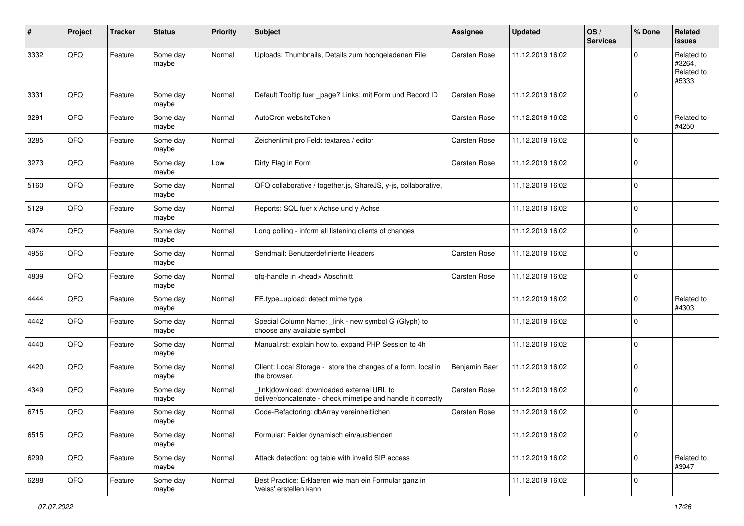| # | Project | Tracker | Status | Priority | Subject | Assignee | Updated | OS / Services | % Done | Related issues |
|---|---|---|---|---|---|---|---|---|---|---|
| 3332 | QFQ | Feature | Some day maybe | Normal | Uploads: Thumbnails, Details zum hochgeladenen File | Carsten Rose | 11.12.2019 16:02 | | 0 | Related to #3264, Related to #5333 |
| 3331 | QFQ | Feature | Some day maybe | Normal | Default Tooltip fuer _page? Links: mit Form und Record ID | Carsten Rose | 11.12.2019 16:02 | | 0 | |
| 3291 | QFQ | Feature | Some day maybe | Normal | AutoCron websiteToken | Carsten Rose | 11.12.2019 16:02 | | 0 | Related to #4250 |
| 3285 | QFQ | Feature | Some day maybe | Normal | Zeichenlimit pro Feld: textarea / editor | Carsten Rose | 11.12.2019 16:02 | | 0 | |
| 3273 | QFQ | Feature | Some day maybe | Low | Dirty Flag in Form | Carsten Rose | 11.12.2019 16:02 | | 0 | |
| 5160 | QFQ | Feature | Some day maybe | Normal | QFQ collaborative / together.js, ShareJS, y-js, collaborative, | | 11.12.2019 16:02 | | 0 | |
| 5129 | QFQ | Feature | Some day maybe | Normal | Reports: SQL fuer x Achse und y Achse | | 11.12.2019 16:02 | | 0 | |
| 4974 | QFQ | Feature | Some day maybe | Normal | Long polling - inform all listening clients of changes | | 11.12.2019 16:02 | | 0 | |
| 4956 | QFQ | Feature | Some day maybe | Normal | Sendmail: Benutzerdefinierte Headers | Carsten Rose | 11.12.2019 16:02 | | 0 | |
| 4839 | QFQ | Feature | Some day maybe | Normal | qfq-handle in <head> Abschnitt | Carsten Rose | 11.12.2019 16:02 | | 0 | |
| 4444 | QFQ | Feature | Some day maybe | Normal | FE.type=upload: detect mime type | | 11.12.2019 16:02 | | 0 | Related to #4303 |
| 4442 | QFQ | Feature | Some day maybe | Normal | Special Column Name: _link - new symbol G (Glyph) to choose any available symbol | | 11.12.2019 16:02 | | 0 | |
| 4440 | QFQ | Feature | Some day maybe | Normal | Manual.rst: explain how to. expand PHP Session to 4h | | 11.12.2019 16:02 | | 0 | |
| 4420 | QFQ | Feature | Some day maybe | Normal | Client: Local Storage - store the changes of a form, local in the browser. | Benjamin Baer | 11.12.2019 16:02 | | 0 | |
| 4349 | QFQ | Feature | Some day maybe | Normal | _link\|download: downloaded external URL to deliver/concatenate - check mimetipe and handle it correctly | Carsten Rose | 11.12.2019 16:02 | | 0 | |
| 6715 | QFQ | Feature | Some day maybe | Normal | Code-Refactoring: dbArray vereinheitlichen | Carsten Rose | 11.12.2019 16:02 | | 0 | |
| 6515 | QFQ | Feature | Some day maybe | Normal | Formular: Felder dynamisch ein/ausblenden | | 11.12.2019 16:02 | | 0 | |
| 6299 | QFQ | Feature | Some day maybe | Normal | Attack detection: log table with invalid SIP access | | 11.12.2019 16:02 | | 0 | Related to #3947 |
| 6288 | QFQ | Feature | Some day maybe | Normal | Best Practice: Erklaeren wie man ein Formular ganz in 'weiss' erstellen kann | | 11.12.2019 16:02 | | 0 | |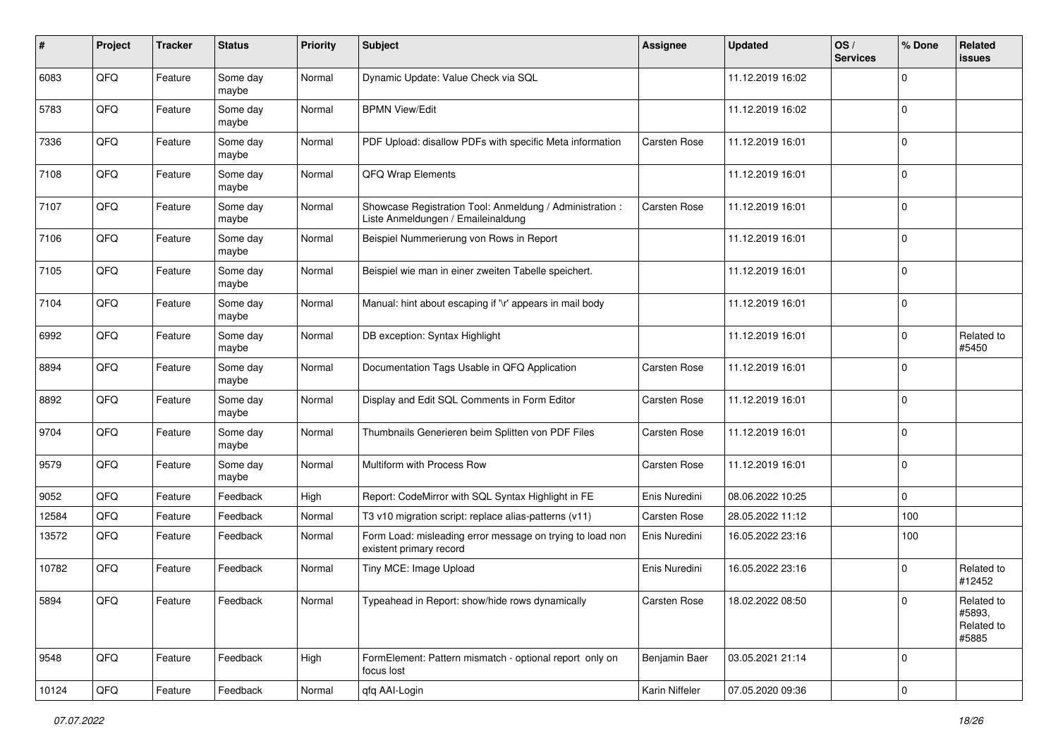| # | Project | Tracker | Status | Priority | Subject | Assignee | Updated | OS / Services | % Done | Related issues |
|---|---|---|---|---|---|---|---|---|---|---|
| 6083 | QFQ | Feature | Some day maybe | Normal | Dynamic Update: Value Check via SQL | | 11.12.2019 16:02 | | 0 | |
| 5783 | QFQ | Feature | Some day maybe | Normal | BPMN View/Edit | | 11.12.2019 16:02 | | 0 | |
| 7336 | QFQ | Feature | Some day maybe | Normal | PDF Upload: disallow PDFs with specific Meta information | Carsten Rose | 11.12.2019 16:01 | | 0 | |
| 7108 | QFQ | Feature | Some day maybe | Normal | QFQ Wrap Elements | | 11.12.2019 16:01 | | 0 | |
| 7107 | QFQ | Feature | Some day maybe | Normal | Showcase Registration Tool: Anmeldung / Administration : Liste Anmeldungen / Emaileinaldung | Carsten Rose | 11.12.2019 16:01 | | 0 | |
| 7106 | QFQ | Feature | Some day maybe | Normal | Beispiel Nummerierung von Rows in Report | | 11.12.2019 16:01 | | 0 | |
| 7105 | QFQ | Feature | Some day maybe | Normal | Beispiel wie man in einer zweiten Tabelle speichert. | | 11.12.2019 16:01 | | 0 | |
| 7104 | QFQ | Feature | Some day maybe | Normal | Manual: hint about escaping if '\r' appears in mail body | | 11.12.2019 16:01 | | 0 | |
| 6992 | QFQ | Feature | Some day maybe | Normal | DB exception: Syntax Highlight | | 11.12.2019 16:01 | | 0 | Related to #5450 |
| 8894 | QFQ | Feature | Some day maybe | Normal | Documentation Tags Usable in QFQ Application | Carsten Rose | 11.12.2019 16:01 | | 0 | |
| 8892 | QFQ | Feature | Some day maybe | Normal | Display and Edit SQL Comments in Form Editor | Carsten Rose | 11.12.2019 16:01 | | 0 | |
| 9704 | QFQ | Feature | Some day maybe | Normal | Thumbnails Generieren beim Splitten von PDF Files | Carsten Rose | 11.12.2019 16:01 | | 0 | |
| 9579 | QFQ | Feature | Some day maybe | Normal | Multiform with Process Row | Carsten Rose | 11.12.2019 16:01 | | 0 | |
| 9052 | QFQ | Feature | Feedback | High | Report: CodeMirror with SQL Syntax Highlight in FE | Enis Nuredini | 08.06.2022 10:25 | | 0 | |
| 12584 | QFQ | Feature | Feedback | Normal | T3 v10 migration script: replace alias-patterns (v11) | Carsten Rose | 28.05.2022 11:12 | | 100 | |
| 13572 | QFQ | Feature | Feedback | Normal | Form Load: misleading error message on trying to load non existent primary record | Enis Nuredini | 16.05.2022 23:16 | | 100 | |
| 10782 | QFQ | Feature | Feedback | Normal | Tiny MCE: Image Upload | Enis Nuredini | 16.05.2022 23:16 | | 0 | Related to #12452 |
| 5894 | QFQ | Feature | Feedback | Normal | Typeahead in Report: show/hide rows dynamically | Carsten Rose | 18.02.2022 08:50 | | 0 | Related to #5893, Related to #5885 |
| 9548 | QFQ | Feature | Feedback | High | FormElement: Pattern mismatch - optional report only on focus lost | Benjamin Baer | 03.05.2021 21:14 | | 0 | |
| 10124 | QFQ | Feature | Feedback | Normal | qfq AAI-Login | Karin Niffeler | 07.05.2020 09:36 | | 0 | |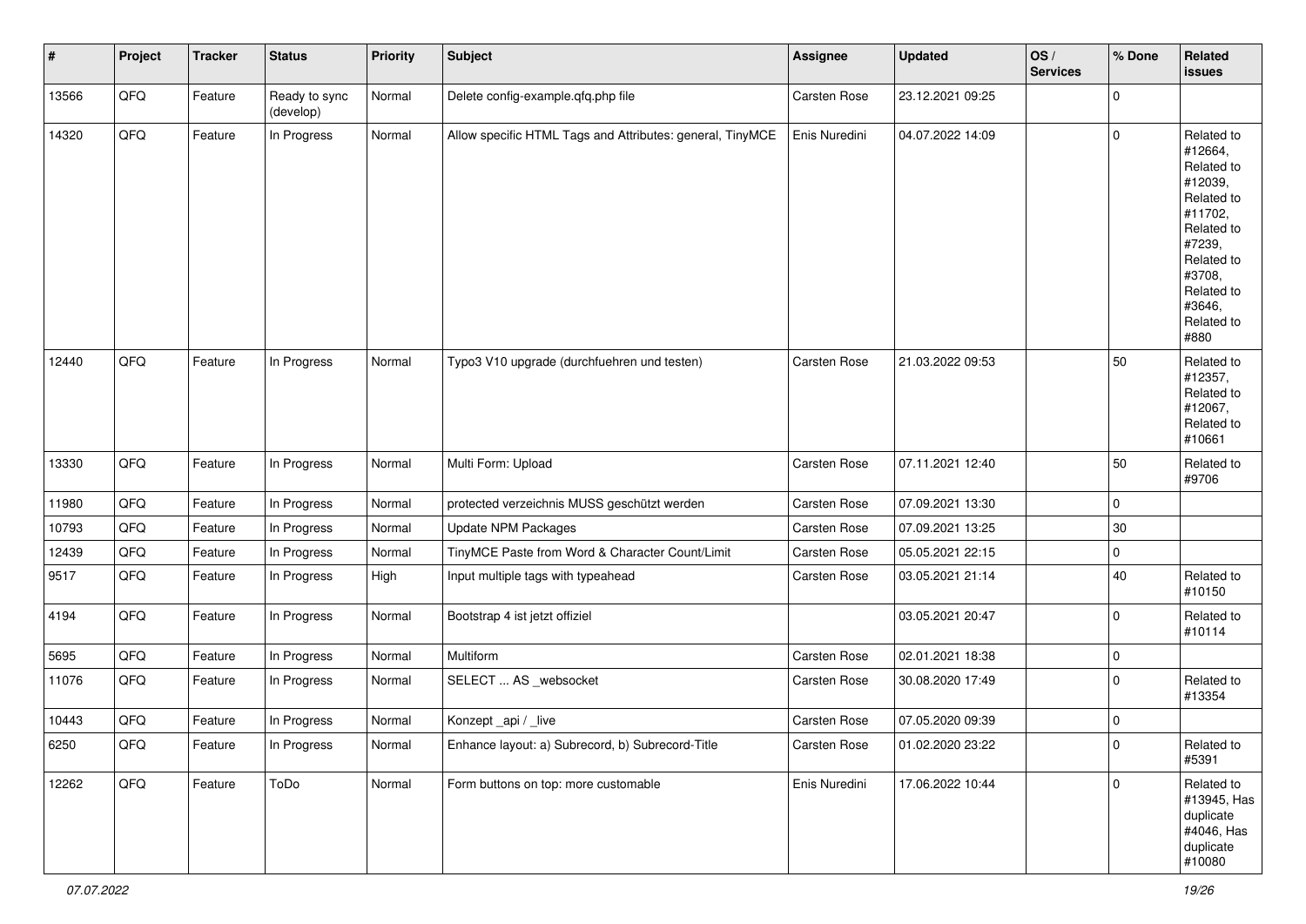| # | Project | Tracker | Status | Priority | Subject | Assignee | Updated | OS / Services | % Done | Related issues |
|---|---|---|---|---|---|---|---|---|---|---|
| 13566 | QFQ | Feature | Ready to sync (develop) | Normal | Delete config-example.qfq.php file | Carsten Rose | 23.12.2021 09:25 | | 0 | |
| 14320 | QFQ | Feature | In Progress | Normal | Allow specific HTML Tags and Attributes: general, TinyMCE | Enis Nuredini | 04.07.2022 14:09 | | 0 | Related to #12664, Related to #12039, Related to #11702, Related to #7239, Related to #3708, Related to #3646, Related to #880 |
| 12440 | QFQ | Feature | In Progress | Normal | Typo3 V10 upgrade (durchfuehren und testen) | Carsten Rose | 21.03.2022 09:53 | | 50 | Related to #12357, Related to #12067, Related to #10661 |
| 13330 | QFQ | Feature | In Progress | Normal | Multi Form: Upload | Carsten Rose | 07.11.2021 12:40 | | 50 | Related to #9706 |
| 11980 | QFQ | Feature | In Progress | Normal | protected verzeichnis MUSS geschützt werden | Carsten Rose | 07.09.2021 13:30 | | 0 | |
| 10793 | QFQ | Feature | In Progress | Normal | Update NPM Packages | Carsten Rose | 07.09.2021 13:25 | | 30 | |
| 12439 | QFQ | Feature | In Progress | Normal | TinyMCE Paste from Word & Character Count/Limit | Carsten Rose | 05.05.2021 22:15 | | 0 | |
| 9517 | QFQ | Feature | In Progress | High | Input multiple tags with typeahead | Carsten Rose | 03.05.2021 21:14 | | 40 | Related to #10150 |
| 4194 | QFQ | Feature | In Progress | Normal | Bootstrap 4 ist jetzt offiziel | | 03.05.2021 20:47 | | 0 | Related to #10114 |
| 5695 | QFQ | Feature | In Progress | Normal | Multiform | Carsten Rose | 02.01.2021 18:38 | | 0 | |
| 11076 | QFQ | Feature | In Progress | Normal | SELECT ... AS _websocket | Carsten Rose | 30.08.2020 17:49 | | 0 | Related to #13354 |
| 10443 | QFQ | Feature | In Progress | Normal | Konzept _api / _live | Carsten Rose | 07.05.2020 09:39 | | 0 | |
| 6250 | QFQ | Feature | In Progress | Normal | Enhance layout: a) Subrecord, b) Subrecord-Title | Carsten Rose | 01.02.2020 23:22 | | 0 | Related to #5391 |
| 12262 | QFQ | Feature | ToDo | Normal | Form buttons on top: more customable | Enis Nuredini | 17.06.2022 10:44 | | 0 | Related to #13945, Has duplicate #4046, Has duplicate #10080 |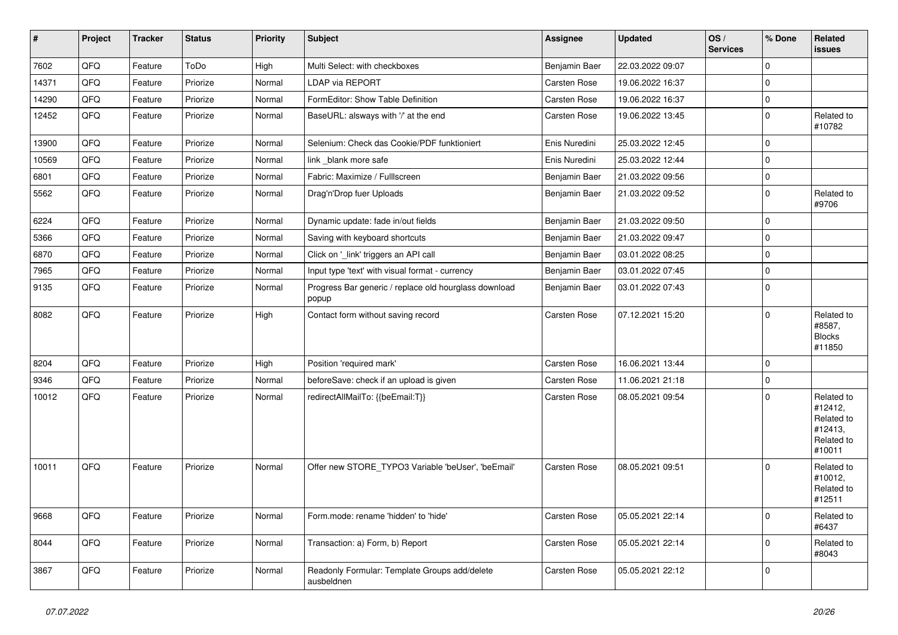| # | Project | Tracker | Status | Priority | Subject | Assignee | Updated | OS / Services | % Done | Related issues |
|---|---|---|---|---|---|---|---|---|---|---|
| 7602 | QFQ | Feature | ToDo | High | Multi Select: with checkboxes | Benjamin Baer | 22.03.2022 09:07 | | 0 | |
| 14371 | QFQ | Feature | Priorize | Normal | LDAP via REPORT | Carsten Rose | 19.06.2022 16:37 | | 0 | |
| 14290 | QFQ | Feature | Priorize | Normal | FormEditor: Show Table Definition | Carsten Rose | 19.06.2022 16:37 | | 0 | |
| 12452 | QFQ | Feature | Priorize | Normal | BaseURL: alsways with '/' at the end | Carsten Rose | 19.06.2022 13:45 | | 0 | Related to #10782 |
| 13900 | QFQ | Feature | Priorize | Normal | Selenium: Check das Cookie/PDF funktioniert | Enis Nuredini | 25.03.2022 12:45 | | 0 | |
| 10569 | QFQ | Feature | Priorize | Normal | link _blank more safe | Enis Nuredini | 25.03.2022 12:44 | | 0 | |
| 6801 | QFQ | Feature | Priorize | Normal | Fabric: Maximize / FullIscreen | Benjamin Baer | 21.03.2022 09:56 | | 0 | |
| 5562 | QFQ | Feature | Priorize | Normal | Drag'n'Drop fuer Uploads | Benjamin Baer | 21.03.2022 09:52 | | 0 | Related to #9706 |
| 6224 | QFQ | Feature | Priorize | Normal | Dynamic update: fade in/out fields | Benjamin Baer | 21.03.2022 09:50 | | 0 | |
| 5366 | QFQ | Feature | Priorize | Normal | Saving with keyboard shortcuts | Benjamin Baer | 21.03.2022 09:47 | | 0 | |
| 6870 | QFQ | Feature | Priorize | Normal | Click on '_link' triggers an API call | Benjamin Baer | 03.01.2022 08:25 | | 0 | |
| 7965 | QFQ | Feature | Priorize | Normal | Input type 'text' with visual format - currency | Benjamin Baer | 03.01.2022 07:45 | | 0 | |
| 9135 | QFQ | Feature | Priorize | Normal | Progress Bar generic / replace old hourglass download popup | Benjamin Baer | 03.01.2022 07:43 | | 0 | |
| 8082 | QFQ | Feature | Priorize | High | Contact form without saving record | Carsten Rose | 07.12.2021 15:20 | | 0 | Related to #8587, Blocks #11850 |
| 8204 | QFQ | Feature | Priorize | High | Position 'required mark' | Carsten Rose | 16.06.2021 13:44 | | 0 | |
| 9346 | QFQ | Feature | Priorize | Normal | beforeSave: check if an upload is given | Carsten Rose | 11.06.2021 21:18 | | 0 | |
| 10012 | QFQ | Feature | Priorize | Normal | redirectAllMailTo: {{beEmail:T}} | Carsten Rose | 08.05.2021 09:54 | | 0 | Related to #12412, Related to #12413, Related to #10011 |
| 10011 | QFQ | Feature | Priorize | Normal | Offer new STORE_TYPO3 Variable 'beUser', 'beEmail' | Carsten Rose | 08.05.2021 09:51 | | 0 | Related to #10012, Related to #12511 |
| 9668 | QFQ | Feature | Priorize | Normal | Form.mode: rename 'hidden' to 'hide' | Carsten Rose | 05.05.2021 22:14 | | 0 | Related to #6437 |
| 8044 | QFQ | Feature | Priorize | Normal | Transaction: a) Form, b) Report | Carsten Rose | 05.05.2021 22:14 | | 0 | Related to #8043 |
| 3867 | QFQ | Feature | Priorize | Normal | Readonly Formular: Template Groups add/delete ausbeldnen | Carsten Rose | 05.05.2021 22:12 | | 0 | |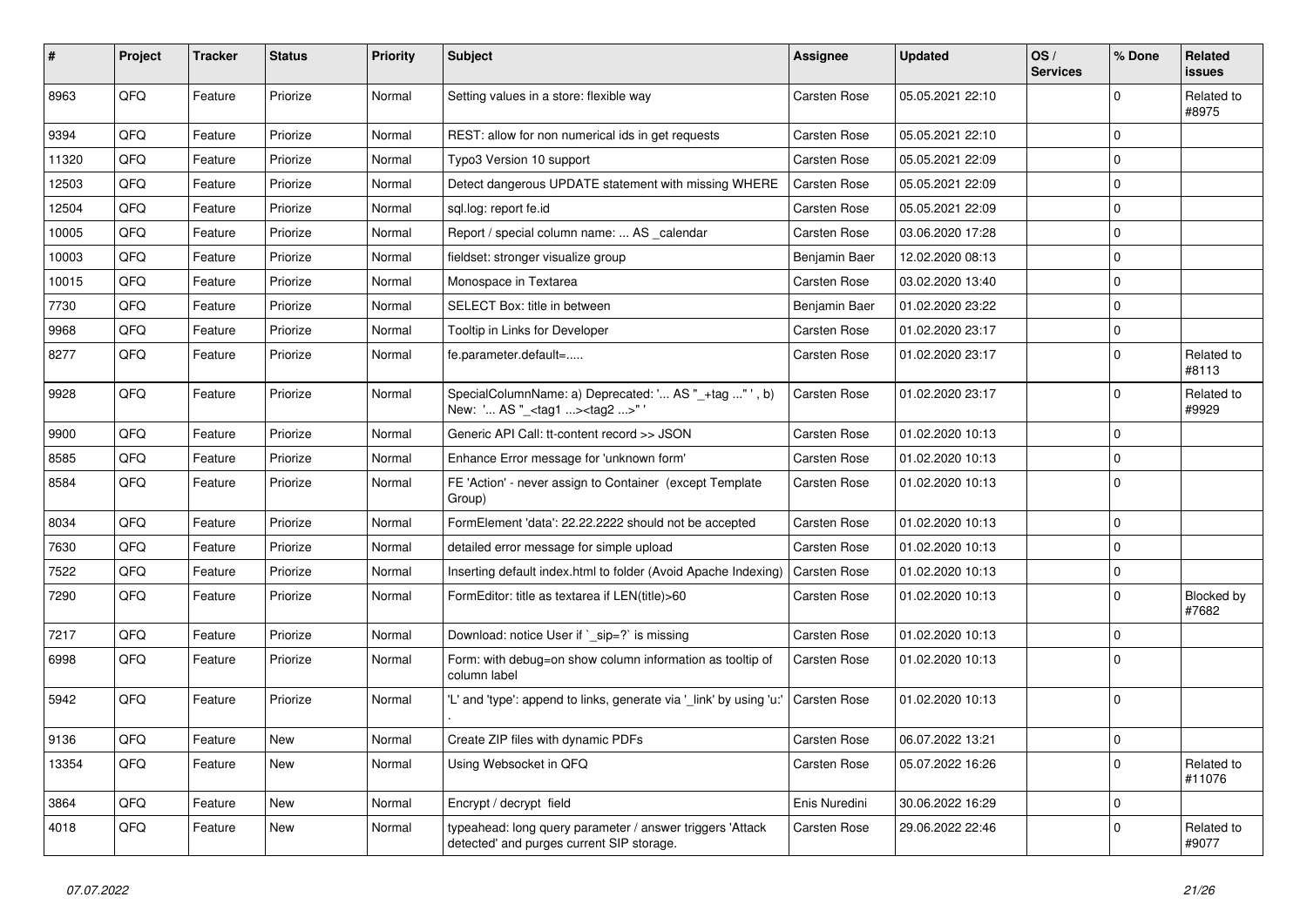| # | Project | Tracker | Status | Priority | Subject | Assignee | Updated | OS / Services | % Done | Related issues |
|---|---|---|---|---|---|---|---|---|---|---|
| 8963 | QFQ | Feature | Priorize | Normal | Setting values in a store: flexible way | Carsten Rose | 05.05.2021 22:10 | | 0 | Related to #8975 |
| 9394 | QFQ | Feature | Priorize | Normal | REST: allow for non numerical ids in get requests | Carsten Rose | 05.05.2021 22:10 | | 0 | |
| 11320 | QFQ | Feature | Priorize | Normal | Typo3 Version 10 support | Carsten Rose | 05.05.2021 22:09 | | 0 | |
| 12503 | QFQ | Feature | Priorize | Normal | Detect dangerous UPDATE statement with missing WHERE | Carsten Rose | 05.05.2021 22:09 | | 0 | |
| 12504 | QFQ | Feature | Priorize | Normal | sql.log: report fe.id | Carsten Rose | 05.05.2021 22:09 | | 0 | |
| 10005 | QFQ | Feature | Priorize | Normal | Report / special column name: ... AS _calendar | Carsten Rose | 03.06.2020 17:28 | | 0 | |
| 10003 | QFQ | Feature | Priorize | Normal | fieldset: stronger visualize group | Benjamin Baer | 12.02.2020 08:13 | | 0 | |
| 10015 | QFQ | Feature | Priorize | Normal | Monospace in Textarea | Carsten Rose | 03.02.2020 13:40 | | 0 | |
| 7730 | QFQ | Feature | Priorize | Normal | SELECT Box: title in between | Benjamin Baer | 01.02.2020 23:22 | | 0 | |
| 9968 | QFQ | Feature | Priorize | Normal | Tooltip in Links for Developer | Carsten Rose | 01.02.2020 23:17 | | 0 | |
| 8277 | QFQ | Feature | Priorize | Normal | fe.parameter.default=..... | Carsten Rose | 01.02.2020 23:17 | | 0 | Related to #8113 |
| 9928 | QFQ | Feature | Priorize | Normal | SpecialColumnName: a) Deprecated: '... AS "_+tag ..." ', b) New: '... AS "_<tag1 ...><tag2 ...>" ' | Carsten Rose | 01.02.2020 23:17 | | 0 | Related to #9929 |
| 9900 | QFQ | Feature | Priorize | Normal | Generic API Call: tt-content record >> JSON | Carsten Rose | 01.02.2020 10:13 | | 0 | |
| 8585 | QFQ | Feature | Priorize | Normal | Enhance Error message for 'unknown form' | Carsten Rose | 01.02.2020 10:13 | | 0 | |
| 8584 | QFQ | Feature | Priorize | Normal | FE 'Action' - never assign to Container (except Template Group) | Carsten Rose | 01.02.2020 10:13 | | 0 | |
| 8034 | QFQ | Feature | Priorize | Normal | FormElement 'data': 22.22.2222 should not be accepted | Carsten Rose | 01.02.2020 10:13 | | 0 | |
| 7630 | QFQ | Feature | Priorize | Normal | detailed error message for simple upload | Carsten Rose | 01.02.2020 10:13 | | 0 | |
| 7522 | QFQ | Feature | Priorize | Normal | Inserting default index.html to folder (Avoid Apache Indexing) | Carsten Rose | 01.02.2020 10:13 | | 0 | |
| 7290 | QFQ | Feature | Priorize | Normal | FormEditor: title as textarea if LEN(title)>60 | Carsten Rose | 01.02.2020 10:13 | | 0 | Blocked by #7682 |
| 7217 | QFQ | Feature | Priorize | Normal | Download: notice User if `_sip=?` is missing | Carsten Rose | 01.02.2020 10:13 | | 0 | |
| 6998 | QFQ | Feature | Priorize | Normal | Form: with debug=on show column information as tooltip of column label | Carsten Rose | 01.02.2020 10:13 | | 0 | |
| 5942 | QFQ | Feature | Priorize | Normal | 'L' and 'type': append to links, generate via '_link' by using 'u:' . | Carsten Rose | 01.02.2020 10:13 | | 0 | |
| 9136 | QFQ | Feature | New | Normal | Create ZIP files with dynamic PDFs | Carsten Rose | 06.07.2022 13:21 | | 0 | |
| 13354 | QFQ | Feature | New | Normal | Using Websocket in QFQ | Carsten Rose | 05.07.2022 16:26 | | 0 | Related to #11076 |
| 3864 | QFQ | Feature | New | Normal | Encrypt / decrypt field | Enis Nuredini | 30.06.2022 16:29 | | 0 | |
| 4018 | QFQ | Feature | New | Normal | typeahead: long query parameter / answer triggers 'Attack detected' and purges current SIP storage. | Carsten Rose | 29.06.2022 22:46 | | 0 | Related to #9077 |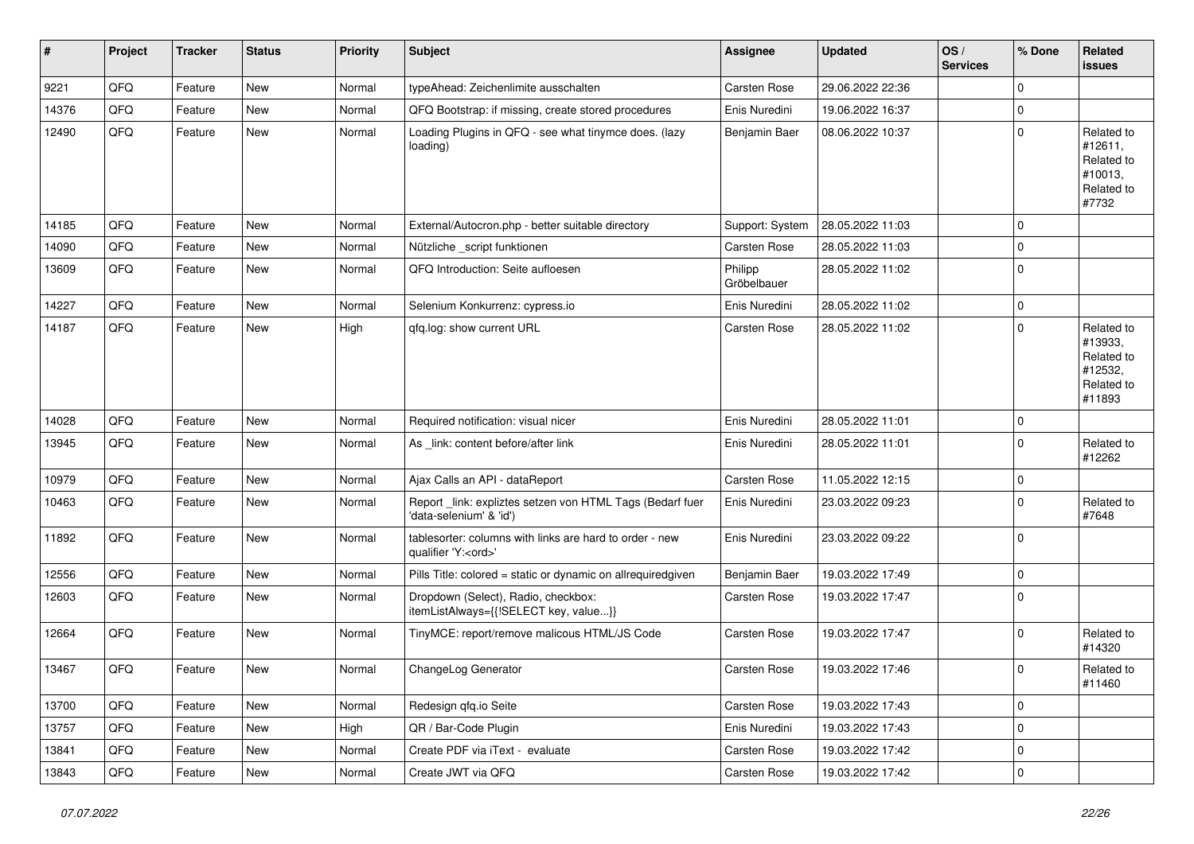| # | Project | Tracker | Status | Priority | Subject | Assignee | Updated | OS / Services | % Done | Related issues |
|---|---|---|---|---|---|---|---|---|---|---|
| 9221 | QFQ | Feature | New | Normal | typeAhead: Zeichenlimite ausschalten | Carsten Rose | 29.06.2022 22:36 | | 0 | |
| 14376 | QFQ | Feature | New | Normal | QFQ Bootstrap: if missing, create stored procedures | Enis Nuredini | 19.06.2022 16:37 | | 0 | |
| 12490 | QFQ | Feature | New | Normal | Loading Plugins in QFQ - see what tinymce does. (lazy loading) | Benjamin Baer | 08.06.2022 10:37 | | 0 | Related to #12611, Related to #10013, Related to #7732 |
| 14185 | QFQ | Feature | New | Normal | External/Autocron.php - better suitable directory | Support: System | 28.05.2022 11:03 | | 0 | |
| 14090 | QFQ | Feature | New | Normal | Nützliche _script funktionen | Carsten Rose | 28.05.2022 11:03 | | 0 | |
| 13609 | QFQ | Feature | New | Normal | QFQ Introduction: Seite aufloesen | Philipp Gröbelbauer | 28.05.2022 11:02 | | 0 | |
| 14227 | QFQ | Feature | New | Normal | Selenium Konkurrenz: cypress.io | Enis Nuredini | 28.05.2022 11:02 | | 0 | |
| 14187 | QFQ | Feature | New | High | qfq.log: show current URL | Carsten Rose | 28.05.2022 11:02 | | 0 | Related to #13933, Related to #12532, Related to #11893 |
| 14028 | QFQ | Feature | New | Normal | Required notification: visual nicer | Enis Nuredini | 28.05.2022 11:01 | | 0 | |
| 13945 | QFQ | Feature | New | Normal | As _link: content before/after link | Enis Nuredini | 28.05.2022 11:01 | | 0 | Related to #12262 |
| 10979 | QFQ | Feature | New | Normal | Ajax Calls an API - dataReport | Carsten Rose | 11.05.2022 12:15 | | 0 | |
| 10463 | QFQ | Feature | New | Normal | Report _link: expliztes setzen von HTML Tags (Bedarf fuer 'data-selenium' & 'id') | Enis Nuredini | 23.03.2022 09:23 | | 0 | Related to #7648 |
| 11892 | QFQ | Feature | New | Normal | tablesorter: columns with links are hard to order - new qualifier 'Y:<ord>' | Enis Nuredini | 23.03.2022 09:22 | | 0 | |
| 12556 | QFQ | Feature | New | Normal | Pills Title: colored = static or dynamic on allrequiredgiven | Benjamin Baer | 19.03.2022 17:49 | | 0 | |
| 12603 | QFQ | Feature | New | Normal | Dropdown (Select), Radio, checkbox: itemListAlways={{!SELECT key, value...}} | Carsten Rose | 19.03.2022 17:47 | | 0 | |
| 12664 | QFQ | Feature | New | Normal | TinyMCE: report/remove malicous HTML/JS Code | Carsten Rose | 19.03.2022 17:47 | | 0 | Related to #14320 |
| 13467 | QFQ | Feature | New | Normal | ChangeLog Generator | Carsten Rose | 19.03.2022 17:46 | | 0 | Related to #11460 |
| 13700 | QFQ | Feature | New | Normal | Redesign qfq.io Seite | Carsten Rose | 19.03.2022 17:43 | | 0 | |
| 13757 | QFQ | Feature | New | High | QR / Bar-Code Plugin | Enis Nuredini | 19.03.2022 17:43 | | 0 | |
| 13841 | QFQ | Feature | New | Normal | Create PDF via iText - evaluate | Carsten Rose | 19.03.2022 17:42 | | 0 | |
| 13843 | QFQ | Feature | New | Normal | Create JWT via QFQ | Carsten Rose | 19.03.2022 17:42 | | 0 | |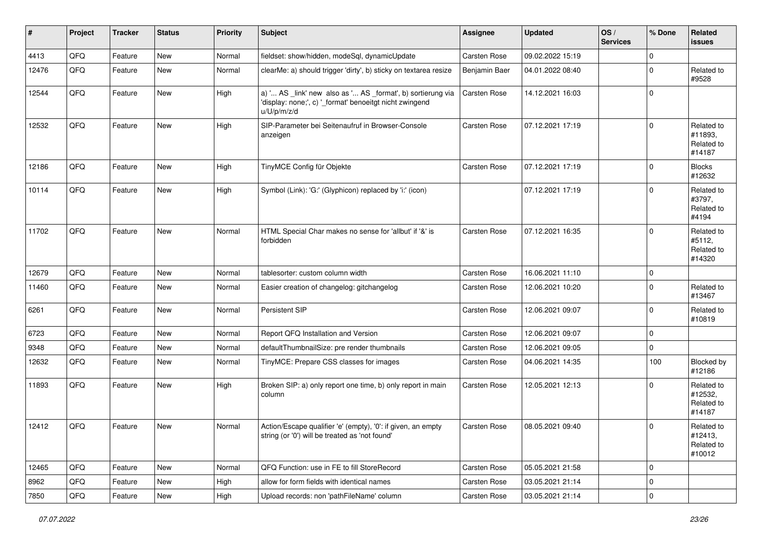| # | Project | Tracker | Status | Priority | Subject | Assignee | Updated | OS / Services | % Done | Related issues |
|---|---|---|---|---|---|---|---|---|---|---|
| 4413 | QFQ | Feature | New | Normal | fieldset: show/hidden, modeSql, dynamicUpdate | Carsten Rose | 09.02.2022 15:19 | | 0 | |
| 12476 | QFQ | Feature | New | Normal | clearMe: a) should trigger 'dirty', b) sticky on textarea resize | Benjamin Baer | 04.01.2022 08:40 | | 0 | Related to #9528 |
| 12544 | QFQ | Feature | New | High | a) '... AS _link' new also as '... AS _format', b) sortierung via 'display: none;', c) '_format' benoeitgt nicht zwingend u/U/p/m/z/d | Carsten Rose | 14.12.2021 16:03 | | 0 | |
| 12532 | QFQ | Feature | New | High | SIP-Parameter bei Seitenaufruf in Browser-Console anzeigen | Carsten Rose | 07.12.2021 17:19 | | 0 | Related to #11893, Related to #14187 |
| 12186 | QFQ | Feature | New | High | TinyMCE Config für Objekte | Carsten Rose | 07.12.2021 17:19 | | 0 | Blocks #12632 |
| 10114 | QFQ | Feature | New | High | Symbol (Link): 'G:' (Glyphicon) replaced by 'i:' (icon) | | 07.12.2021 17:19 | | 0 | Related to #3797, Related to #4194 |
| 11702 | QFQ | Feature | New | Normal | HTML Special Char makes no sense for 'allbut' if '&' is forbidden | Carsten Rose | 07.12.2021 16:35 | | 0 | Related to #5112, Related to #14320 |
| 12679 | QFQ | Feature | New | Normal | tablesorter: custom column width | Carsten Rose | 16.06.2021 11:10 | | 0 | |
| 11460 | QFQ | Feature | New | Normal | Easier creation of changelog: gitchangelog | Carsten Rose | 12.06.2021 10:20 | | 0 | Related to #13467 |
| 6261 | QFQ | Feature | New | Normal | Persistent SIP | Carsten Rose | 12.06.2021 09:07 | | 0 | Related to #10819 |
| 6723 | QFQ | Feature | New | Normal | Report QFQ Installation and Version | Carsten Rose | 12.06.2021 09:07 | | 0 | |
| 9348 | QFQ | Feature | New | Normal | defaultThumbnailSize: pre render thumbnails | Carsten Rose | 12.06.2021 09:05 | | 0 | |
| 12632 | QFQ | Feature | New | Normal | TinyMCE: Prepare CSS classes for images | Carsten Rose | 04.06.2021 14:35 | | 100 | Blocked by #12186 |
| 11893 | QFQ | Feature | New | High | Broken SIP: a) only report one time, b) only report in main column | Carsten Rose | 12.05.2021 12:13 | | 0 | Related to #12532, Related to #14187 |
| 12412 | QFQ | Feature | New | Normal | Action/Escape qualifier 'e' (empty), '0': if given, an empty string (or '0') will be treated as 'not found' | Carsten Rose | 08.05.2021 09:40 | | 0 | Related to #12413, Related to #10012 |
| 12465 | QFQ | Feature | New | Normal | QFQ Function: use in FE to fill StoreRecord | Carsten Rose | 05.05.2021 21:58 | | 0 | |
| 8962 | QFQ | Feature | New | High | allow for form fields with identical names | Carsten Rose | 03.05.2021 21:14 | | 0 | |
| 7850 | QFQ | Feature | New | High | Upload records: non 'pathFileName' column | Carsten Rose | 03.05.2021 21:14 | | 0 | |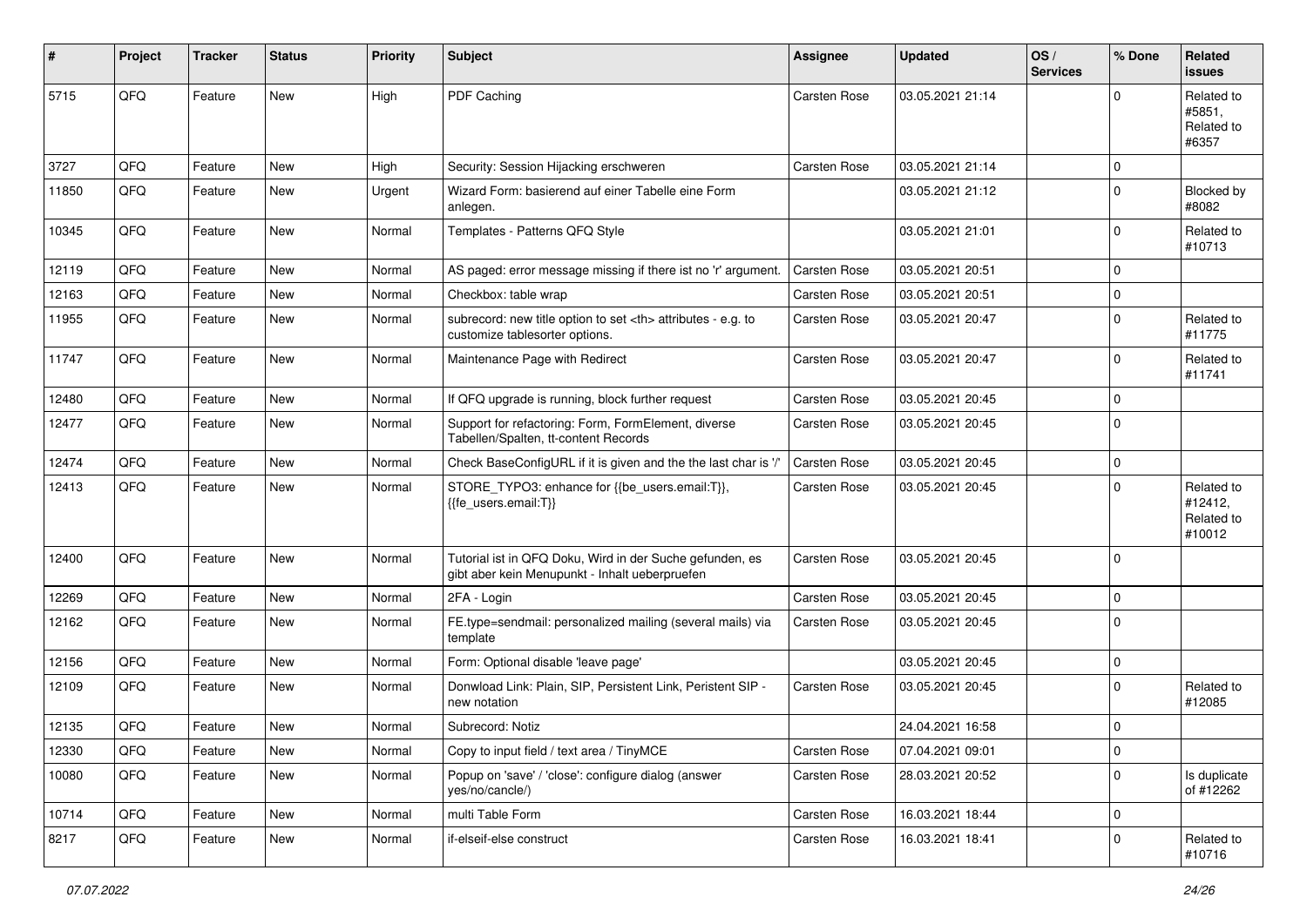| # | Project | Tracker | Status | Priority | Subject | Assignee | Updated | OS / Services | % Done | Related issues |
|---|---|---|---|---|---|---|---|---|---|---|
| 5715 | QFQ | Feature | New | High | PDF Caching | Carsten Rose | 03.05.2021 21:14 | | 0 | Related to #5851, Related to #6357 |
| 3727 | QFQ | Feature | New | High | Security: Session Hijacking erschweren | Carsten Rose | 03.05.2021 21:14 | | 0 | |
| 11850 | QFQ | Feature | New | Urgent | Wizard Form: basierend auf einer Tabelle eine Form anlegen. | | 03.05.2021 21:12 | | 0 | Blocked by #8082 |
| 10345 | QFQ | Feature | New | Normal | Templates - Patterns QFQ Style | | 03.05.2021 21:01 | | 0 | Related to #10713 |
| 12119 | QFQ | Feature | New | Normal | AS paged: error message missing if there ist no 'r' argument. | Carsten Rose | 03.05.2021 20:51 | | 0 | |
| 12163 | QFQ | Feature | New | Normal | Checkbox: table wrap | Carsten Rose | 03.05.2021 20:51 | | 0 | |
| 11955 | QFQ | Feature | New | Normal | subrecord: new title option to set <th> attributes - e.g. to customize tablesorter options. | Carsten Rose | 03.05.2021 20:47 | | 0 | Related to #11775 |
| 11747 | QFQ | Feature | New | Normal | Maintenance Page with Redirect | Carsten Rose | 03.05.2021 20:47 | | 0 | Related to #11741 |
| 12480 | QFQ | Feature | New | Normal | If QFQ upgrade is running, block further request | Carsten Rose | 03.05.2021 20:45 | | 0 | |
| 12477 | QFQ | Feature | New | Normal | Support for refactoring: Form, FormElement, diverse Tabellen/Spalten, tt-content Records | Carsten Rose | 03.05.2021 20:45 | | 0 | |
| 12474 | QFQ | Feature | New | Normal | Check BaseConfigURL if it is given and the the last char is '/' | Carsten Rose | 03.05.2021 20:45 | | 0 | |
| 12413 | QFQ | Feature | New | Normal | STORE_TYPO3: enhance for {{be_users.email:T}}, {{fe_users.email:T}} | Carsten Rose | 03.05.2021 20:45 | | 0 | Related to #12412, Related to #10012 |
| 12400 | QFQ | Feature | New | Normal | Tutorial ist in QFQ Doku, Wird in der Suche gefunden, es gibt aber kein Menupunkt - Inhalt ueberpruefen | Carsten Rose | 03.05.2021 20:45 | | 0 | |
| 12269 | QFQ | Feature | New | Normal | 2FA - Login | Carsten Rose | 03.05.2021 20:45 | | 0 | |
| 12162 | QFQ | Feature | New | Normal | FE.type=sendmail: personalized mailing (several mails) via template | Carsten Rose | 03.05.2021 20:45 | | 0 | |
| 12156 | QFQ | Feature | New | Normal | Form: Optional disable 'leave page' | | 03.05.2021 20:45 | | 0 | |
| 12109 | QFQ | Feature | New | Normal | Donwload Link: Plain, SIP, Persistent Link, Peristent SIP - new notation | Carsten Rose | 03.05.2021 20:45 | | 0 | Related to #12085 |
| 12135 | QFQ | Feature | New | Normal | Subrecord: Notiz | | 24.04.2021 16:58 | | 0 | |
| 12330 | QFQ | Feature | New | Normal | Copy to input field / text area / TinyMCE | Carsten Rose | 07.04.2021 09:01 | | 0 | |
| 10080 | QFQ | Feature | New | Normal | Popup on 'save' / 'close': configure dialog (answer yes/no/cancle/) | Carsten Rose | 28.03.2021 20:52 | | 0 | Is duplicate of #12262 |
| 10714 | QFQ | Feature | New | Normal | multi Table Form | Carsten Rose | 16.03.2021 18:44 | | 0 | |
| 8217 | QFQ | Feature | New | Normal | if-elseif-else construct | Carsten Rose | 16.03.2021 18:41 | | 0 | Related to #10716 |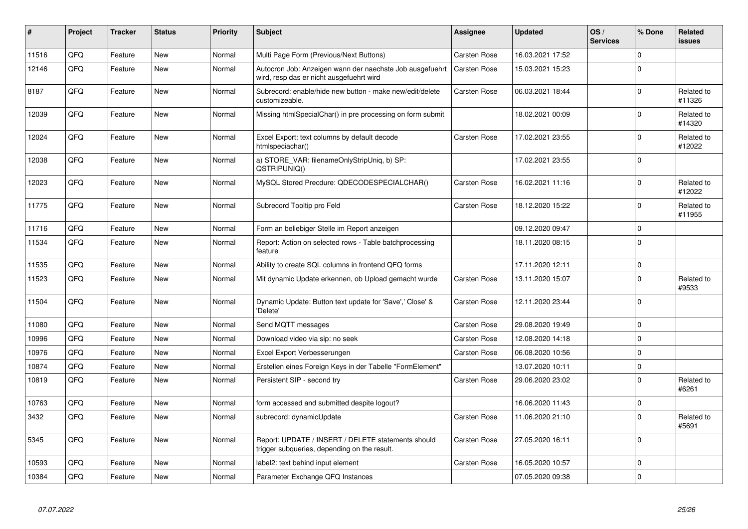| # | Project | Tracker | Status | Priority | Subject | Assignee | Updated | OS / Services | % Done | Related issues |
|---|---|---|---|---|---|---|---|---|---|---|
| 11516 | QFQ | Feature | New | Normal | Multi Page Form (Previous/Next Buttons) | Carsten Rose | 16.03.2021 17:52 | | 0 | |
| 12146 | QFQ | Feature | New | Normal | Autocron Job: Anzeigen wann der naechste Job ausgefuehrt wird, resp das er nicht ausgefuehrt wird | Carsten Rose | 15.03.2021 15:23 | | 0 | |
| 8187 | QFQ | Feature | New | Normal | Subrecord: enable/hide new button - make new/edit/delete customizeable. | Carsten Rose | 06.03.2021 18:44 | | 0 | Related to #11326 |
| 12039 | QFQ | Feature | New | Normal | Missing htmlSpecialChar() in pre processing on form submit | | 18.02.2021 00:09 | | 0 | Related to #14320 |
| 12024 | QFQ | Feature | New | Normal | Excel Export: text columns by default decode htmlspeciachar() | Carsten Rose | 17.02.2021 23:55 | | 0 | Related to #12022 |
| 12038 | QFQ | Feature | New | Normal | a) STORE_VAR: filenameOnlyStripUniq, b) SP: QSTRIPUNIQ() | | 17.02.2021 23:55 | | 0 | |
| 12023 | QFQ | Feature | New | Normal | MySQL Stored Precdure: QDECODESPECIALCHAR() | Carsten Rose | 16.02.2021 11:16 | | 0 | Related to #12022 |
| 11775 | QFQ | Feature | New | Normal | Subrecord Tooltip pro Feld | Carsten Rose | 18.12.2020 15:22 | | 0 | Related to #11955 |
| 11716 | QFQ | Feature | New | Normal | Form an beliebiger Stelle im Report anzeigen | | 09.12.2020 09:47 | | 0 | |
| 11534 | QFQ | Feature | New | Normal | Report: Action on selected rows - Table batchprocessing feature | | 18.11.2020 08:15 | | 0 | |
| 11535 | QFQ | Feature | New | Normal | Ability to create SQL columns in frontend QFQ forms | | 17.11.2020 12:11 | | 0 | |
| 11523 | QFQ | Feature | New | Normal | Mit dynamic Update erkennen, ob Upload gemacht wurde | Carsten Rose | 13.11.2020 15:07 | | 0 | Related to #9533 |
| 11504 | QFQ | Feature | New | Normal | Dynamic Update: Button text update for 'Save',' Close' & 'Delete' | Carsten Rose | 12.11.2020 23:44 | | 0 | |
| 11080 | QFQ | Feature | New | Normal | Send MQTT messages | Carsten Rose | 29.08.2020 19:49 | | 0 | |
| 10996 | QFQ | Feature | New | Normal | Download video via sip: no seek | Carsten Rose | 12.08.2020 14:18 | | 0 | |
| 10976 | QFQ | Feature | New | Normal | Excel Export Verbesserungen | Carsten Rose | 06.08.2020 10:56 | | 0 | |
| 10874 | QFQ | Feature | New | Normal | Erstellen eines Foreign Keys in der Tabelle "FormElement" | | 13.07.2020 10:11 | | 0 | |
| 10819 | QFQ | Feature | New | Normal | Persistent SIP - second try | Carsten Rose | 29.06.2020 23:02 | | 0 | Related to #6261 |
| 10763 | QFQ | Feature | New | Normal | form accessed and submitted despite logout? | | 16.06.2020 11:43 | | 0 | |
| 3432 | QFQ | Feature | New | Normal | subrecord: dynamicUpdate | Carsten Rose | 11.06.2020 21:10 | | 0 | Related to #5691 |
| 5345 | QFQ | Feature | New | Normal | Report: UPDATE / INSERT / DELETE statements should trigger subqueries, depending on the result. | Carsten Rose | 27.05.2020 16:11 | | 0 | |
| 10593 | QFQ | Feature | New | Normal | label2: text behind input element | Carsten Rose | 16.05.2020 10:57 | | 0 | |
| 10384 | QFQ | Feature | New | Normal | Parameter Exchange QFQ Instances | | 07.05.2020 09:38 | | 0 | |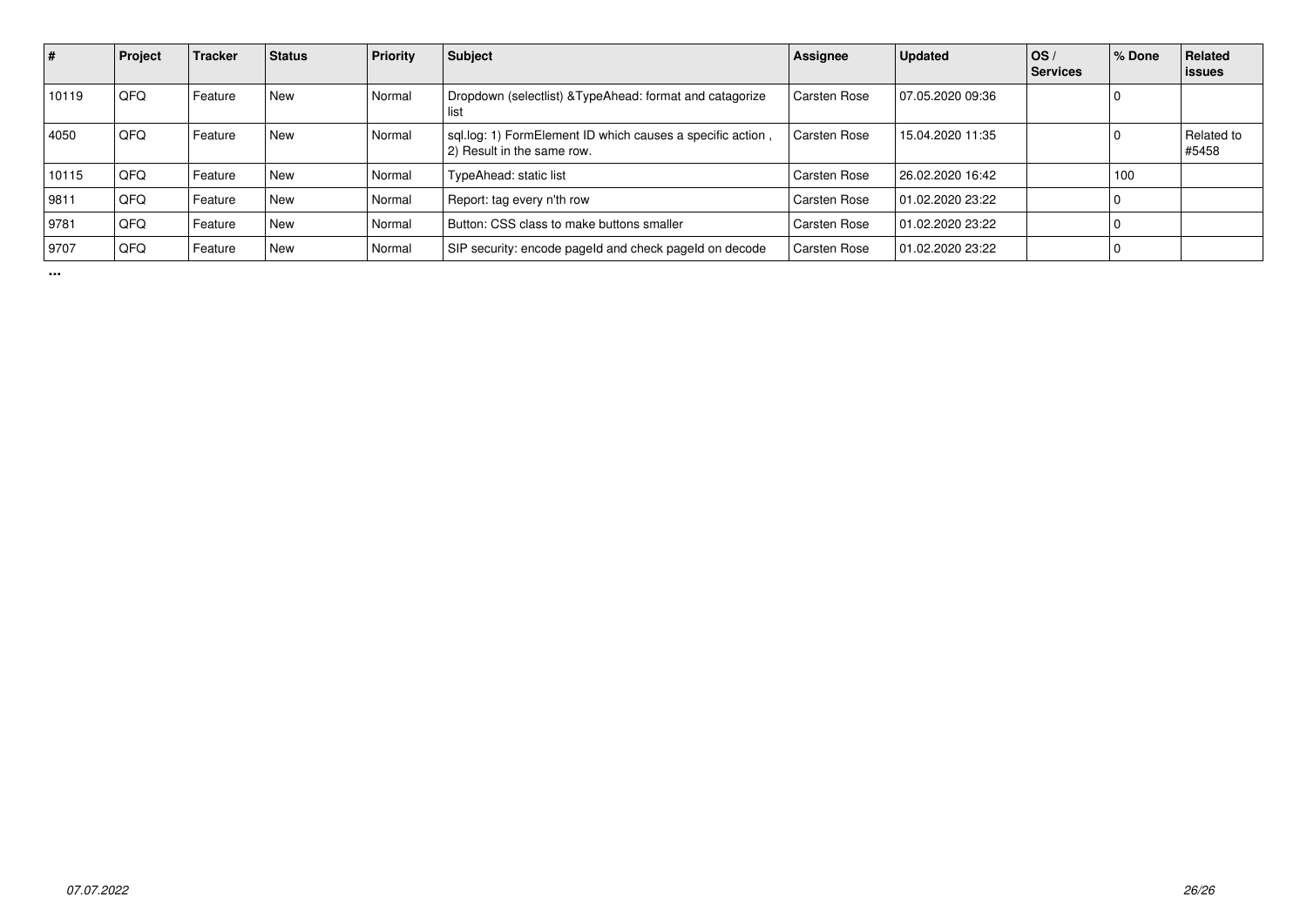| # | Project | Tracker | Status | Priority | Subject | Assignee | Updated | OS / Services | % Done | Related issues |
|---|---|---|---|---|---|---|---|---|---|---|
| 10119 | QFQ | Feature | New | Normal | Dropdown (selectlist) &TypeAhead: format and catagorize list | Carsten Rose | 07.05.2020 09:36 | | 0 | |
| 4050 | QFQ | Feature | New | Normal | sql.log: 1) FormElement ID which causes a specific action , 2) Result in the same row. | Carsten Rose | 15.04.2020 11:35 | | 0 | Related to #5458 |
| 10115 | QFQ | Feature | New | Normal | TypeAhead: static list | Carsten Rose | 26.02.2020 16:42 | | 100 | |
| 9811 | QFQ | Feature | New | Normal | Report: tag every n'th row | Carsten Rose | 01.02.2020 23:22 | | 0 | |
| 9781 | QFQ | Feature | New | Normal | Button: CSS class to make buttons smaller | Carsten Rose | 01.02.2020 23:22 | | 0 | |
| 9707 | QFQ | Feature | New | Normal | SIP security: encode pageId and check pageId on decode | Carsten Rose | 01.02.2020 23:22 | | 0 | |

...